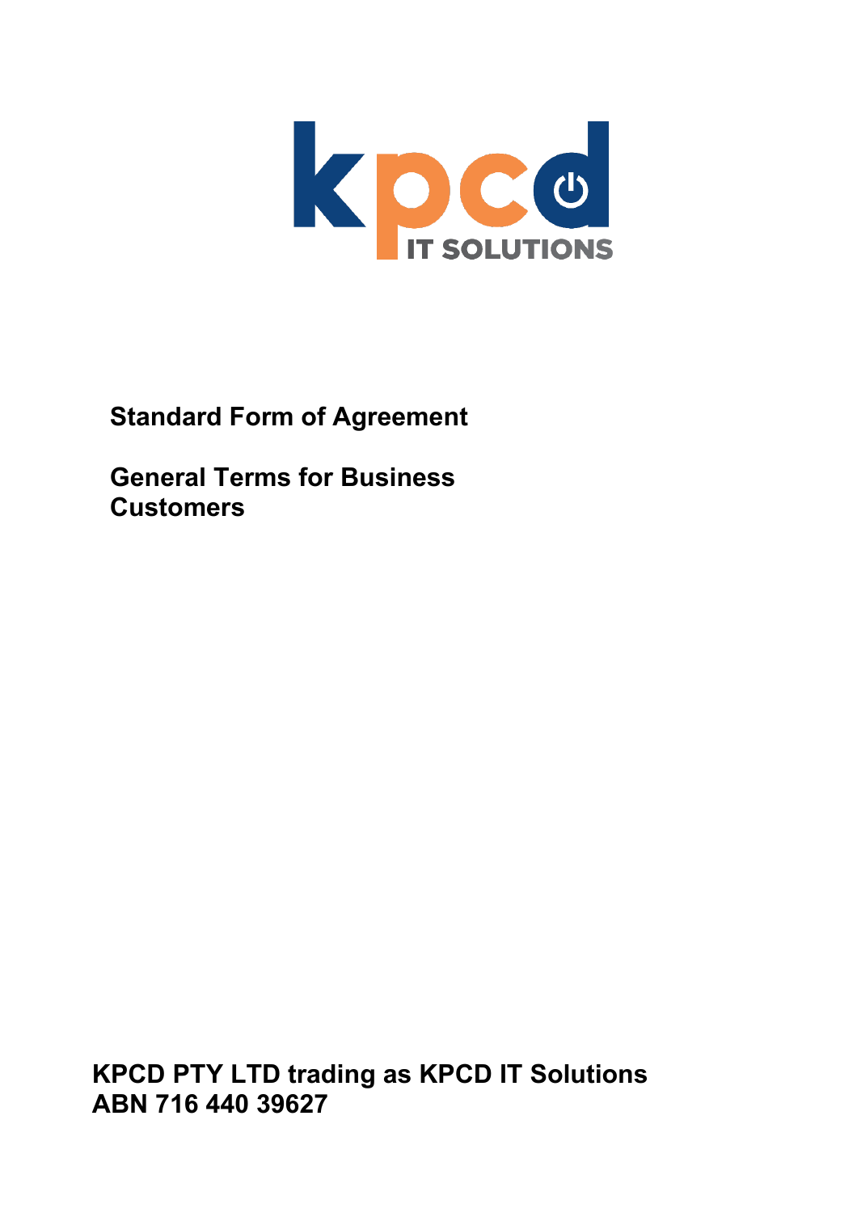kpcd IT SOLUTIONS

# Standard Form of Agreement

# General Terms for Business Customers

**KPCD PTY LTD trading as KPCD IT Solutions**
**ABN 716 440 39627**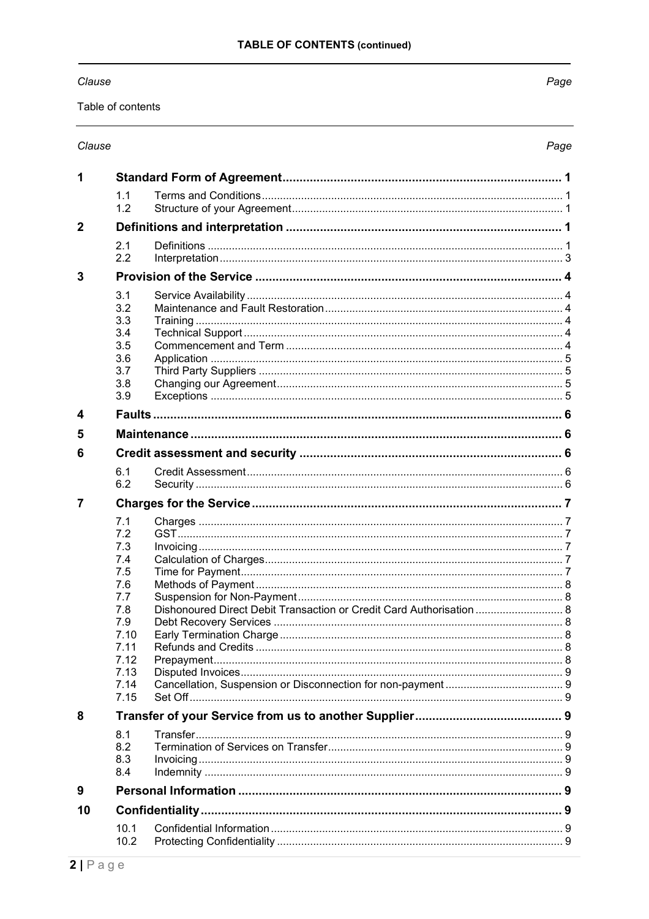**TABLE OF CONTENTS (continued)**

| Clause | | | Page |
|---|---|---|---|
| Table of contents | | | |

| Clause | | | Page |
|---|---|---|---|
| **1** | **Standard Form of Agreement** | | **1** |
| | 1.1 | Terms and Conditions | 1 |
| | 1.2 | Structure of your Agreement | 1 |
| **2** | **Definitions and interpretation** | | **1** |
| | 2.1 | Definitions | 1 |
| | 2.2 | Interpretation | 3 |
| **3** | **Provision of the Service** | | **4** |
| | 3.1 | Service Availability | 4 |
| | 3.2 | Maintenance and Fault Restoration | 4 |
| | 3.3 | Training | 4 |
| | 3.4 | Technical Support | 4 |
| | 3.5 | Commencement and Term | 4 |
| | 3.6 | Application | 5 |
| | 3.7 | Third Party Suppliers | 5 |
| | 3.8 | Changing our Agreement | 5 |
| | 3.9 | Exceptions | 5 |
| **4** | **Faults** | | **6** |
| **5** | **Maintenance** | | **6** |
| **6** | **Credit assessment and security** | | **6** |
| | 6.1 | Credit Assessment | 6 |
| | 6.2 | Security | 6 |
| **7** | **Charges for the Service** | | **7** |
| | 7.1 | Charges | 7 |
| | 7.2 | GST | 7 |
| | 7.3 | Invoicing | 7 |
| | 7.4 | Calculation of Charges | 7 |
| | 7.5 | Time for Payment | 7 |
| | 7.6 | Methods of Payment | 8 |
| | 7.7 | Suspension for Non-Payment | 8 |
| | 7.8 | Dishonoured Direct Debit Transaction or Credit Card Authorisation | 8 |
| | 7.9 | Debt Recovery Services | 8 |
| | 7.10 | Early Termination Charge | 8 |
| | 7.11 | Refunds and Credits | 8 |
| | 7.12 | Prepayment | 8 |
| | 7.13 | Disputed Invoices | 9 |
| | 7.14 | Cancellation, Suspension or Disconnection for non-payment | 9 |
| | 7.15 | Set Off | 9 |
| **8** | **Transfer of your Service from us to another Supplier** | | **9** |
| | 8.1 | Transfer | 9 |
| | 8.2 | Termination of Services on Transfer | 9 |
| | 8.3 | Invoicing | 9 |
| | 8.4 | Indemnity | 9 |
| **9** | **Personal Information** | | **9** |
| **10** | **Confidentiality** | | **9** |
| | 10.1 | Confidential Information | 9 |
| | 10.2 | Protecting Confidentiality | 9 |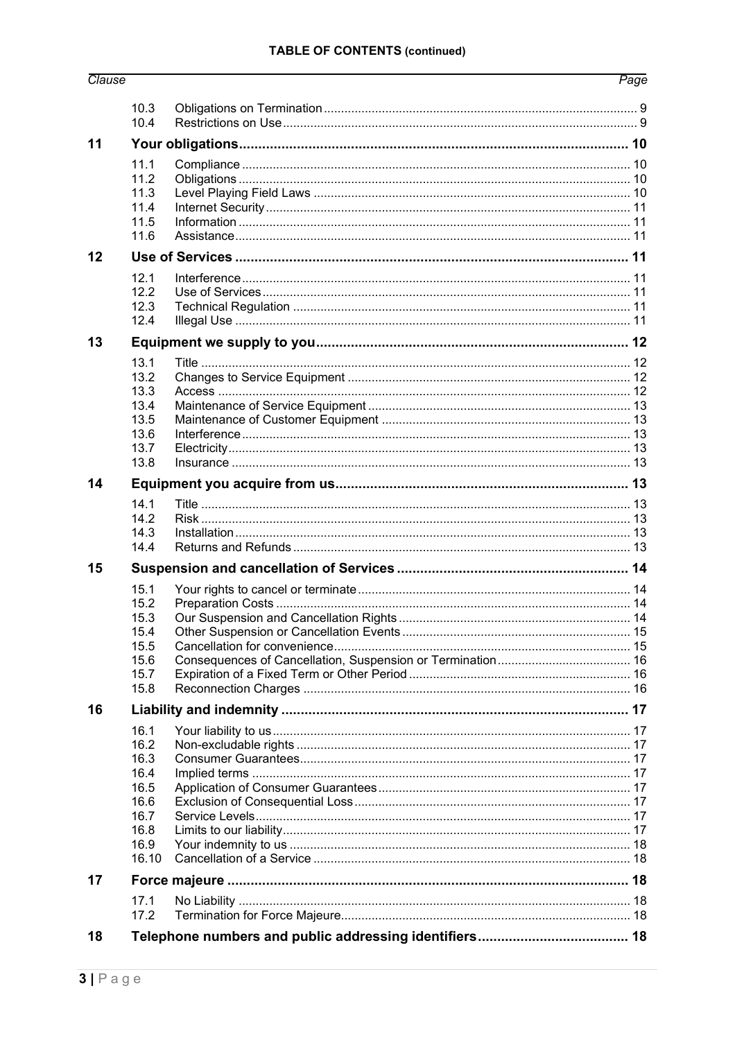**TABLE OF CONTENTS (continued)**

| *Clause* | | | *Page* |
|---|---|---|---|
| | 10.3 | Obligations on Termination | 9 |
| | 10.4 | Restrictions on Use | 9 |
| **11** | **Your obligations** | | **10** |
| | 11.1 | Compliance | 10 |
| | 11.2 | Obligations | 10 |
| | 11.3 | Level Playing Field Laws | 10 |
| | 11.4 | Internet Security | 11 |
| | 11.5 | Information | 11 |
| | 11.6 | Assistance | 11 |
| **12** | **Use of Services** | | **11** |
| | 12.1 | Interference | 11 |
| | 12.2 | Use of Services | 11 |
| | 12.3 | Technical Regulation | 11 |
| | 12.4 | Illegal Use | 11 |
| **13** | **Equipment we supply to you** | | **12** |
| | 13.1 | Title | 12 |
| | 13.2 | Changes to Service Equipment | 12 |
| | 13.3 | Access | 12 |
| | 13.4 | Maintenance of Service Equipment | 13 |
| | 13.5 | Maintenance of Customer Equipment | 13 |
| | 13.6 | Interference | 13 |
| | 13.7 | Electricity | 13 |
| | 13.8 | Insurance | 13 |
| **14** | **Equipment you acquire from us** | | **13** |
| | 14.1 | Title | 13 |
| | 14.2 | Risk | 13 |
| | 14.3 | Installation | 13 |
| | 14.4 | Returns and Refunds | 13 |
| **15** | **Suspension and cancellation of Services** | | **14** |
| | 15.1 | Your rights to cancel or terminate | 14 |
| | 15.2 | Preparation Costs | 14 |
| | 15.3 | Our Suspension and Cancellation Rights | 14 |
| | 15.4 | Other Suspension or Cancellation Events | 15 |
| | 15.5 | Cancellation for convenience | 15 |
| | 15.6 | Consequences of Cancellation, Suspension or Termination | 16 |
| | 15.7 | Expiration of a Fixed Term or Other Period | 16 |
| | 15.8 | Reconnection Charges | 16 |
| **16** | **Liability and indemnity** | | **17** |
| | 16.1 | Your liability to us | 17 |
| | 16.2 | Non-excludable rights | 17 |
| | 16.3 | Consumer Guarantees | 17 |
| | 16.4 | Implied terms | 17 |
| | 16.5 | Application of Consumer Guarantees | 17 |
| | 16.6 | Exclusion of Consequential Loss | 17 |
| | 16.7 | Service Levels | 17 |
| | 16.8 | Limits to our liability | 17 |
| | 16.9 | Your indemnity to us | 18 |
| | 16.10 | Cancellation of a Service | 18 |
| **17** | **Force majeure** | | **18** |
| | 17.1 | No Liability | 18 |
| | 17.2 | Termination for Force Majeure | 18 |
| **18** | **Telephone numbers and public addressing identifiers** | | **18** |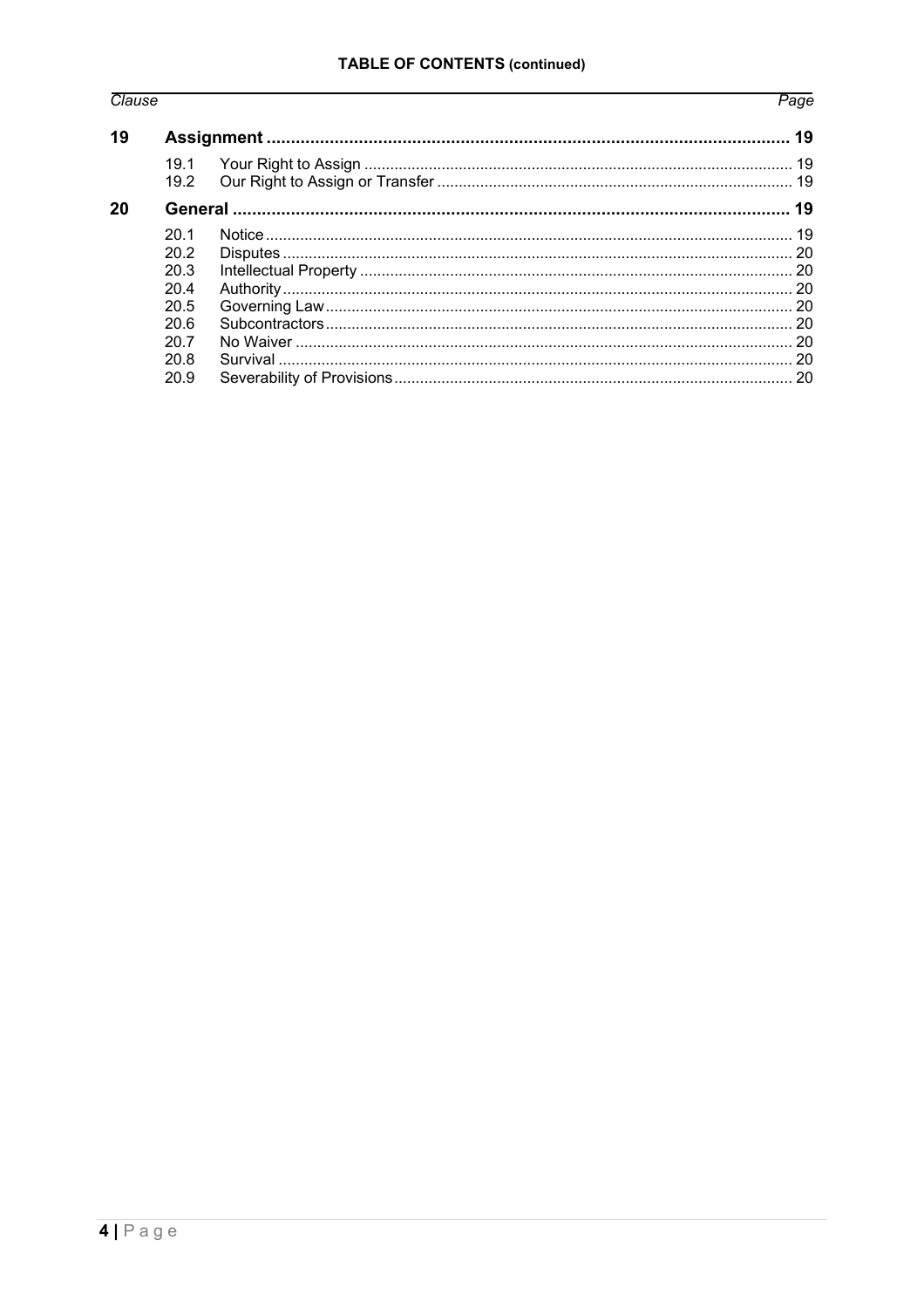**TABLE OF CONTENTS (continued)**

| Clause | | | Page |
|---|---|---|---|
| **19** | **Assignment** | | **19** |
| | 19.1 | Your Right to Assign | 19 |
| | 19.2 | Our Right to Assign or Transfer | 19 |
| **20** | **General** | | **19** |
| | 20.1 | Notice | 19 |
| | 20.2 | Disputes | 20 |
| | 20.3 | Intellectual Property | 20 |
| | 20.4 | Authority | 20 |
| | 20.5 | Governing Law | 20 |
| | 20.6 | Subcontractors | 20 |
| | 20.7 | No Waiver | 20 |
| | 20.8 | Survival | 20 |
| | 20.9 | Severability of Provisions | 20 |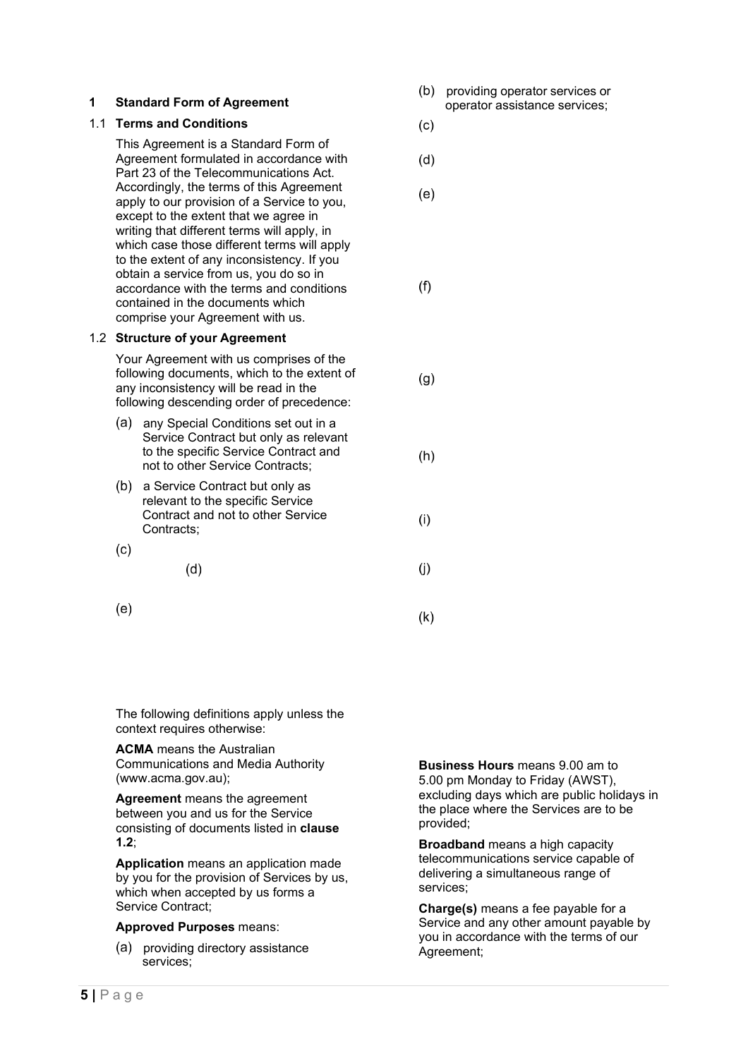## 1 Standard Form of Agreement

### 1.1 Terms and Conditions

This Agreement is a Standard Form of Agreement formulated in accordance with Part 23 of the Telecommunications Act. Accordingly, the terms of this Agreement apply to our provision of a Service to you, except to the extent that we agree in writing that different terms will apply, in which case those different terms will apply to the extent of any inconsistency. If you obtain a service from us, you do so in accordance with the terms and conditions contained in the documents which comprise your Agreement with us.

### 1.2 Structure of your Agreement

Your Agreement with us comprises of the following documents, which to the extent of any inconsistency will be read in the following descending order of precedence:

(a) any Special Conditions set out in a Service Contract but only as relevant to the specific Service Contract and not to other Service Contracts;

(b) a Service Contract but only as relevant to the specific Service Contract and not to other Service Contracts;

(c)

(d)

(e)

The following definitions apply unless the context requires otherwise:

**ACMA** means the Australian Communications and Media Authority (www.acma.gov.au);

**Agreement** means the agreement between you and us for the Service consisting of documents listed in **clause 1.2**;

**Application** means an application made by you for the provision of Services by us, which when accepted by us forms a Service Contract;

**Approved Purposes** means:

(a) providing directory assistance services;

(b) providing operator services or operator assistance services;

(c)

(d)

(e)

(f)

(g)

(h)

(i)

(j)

(k)

**Business Hours** means 9.00 am to 5.00 pm Monday to Friday (AWST), excluding days which are public holidays in the place where the Services are to be provided;

**Broadband** means a high capacity telecommunications service capable of delivering a simultaneous range of services;

**Charge(s)** means a fee payable for a Service and any other amount payable by you in accordance with the terms of our Agreement;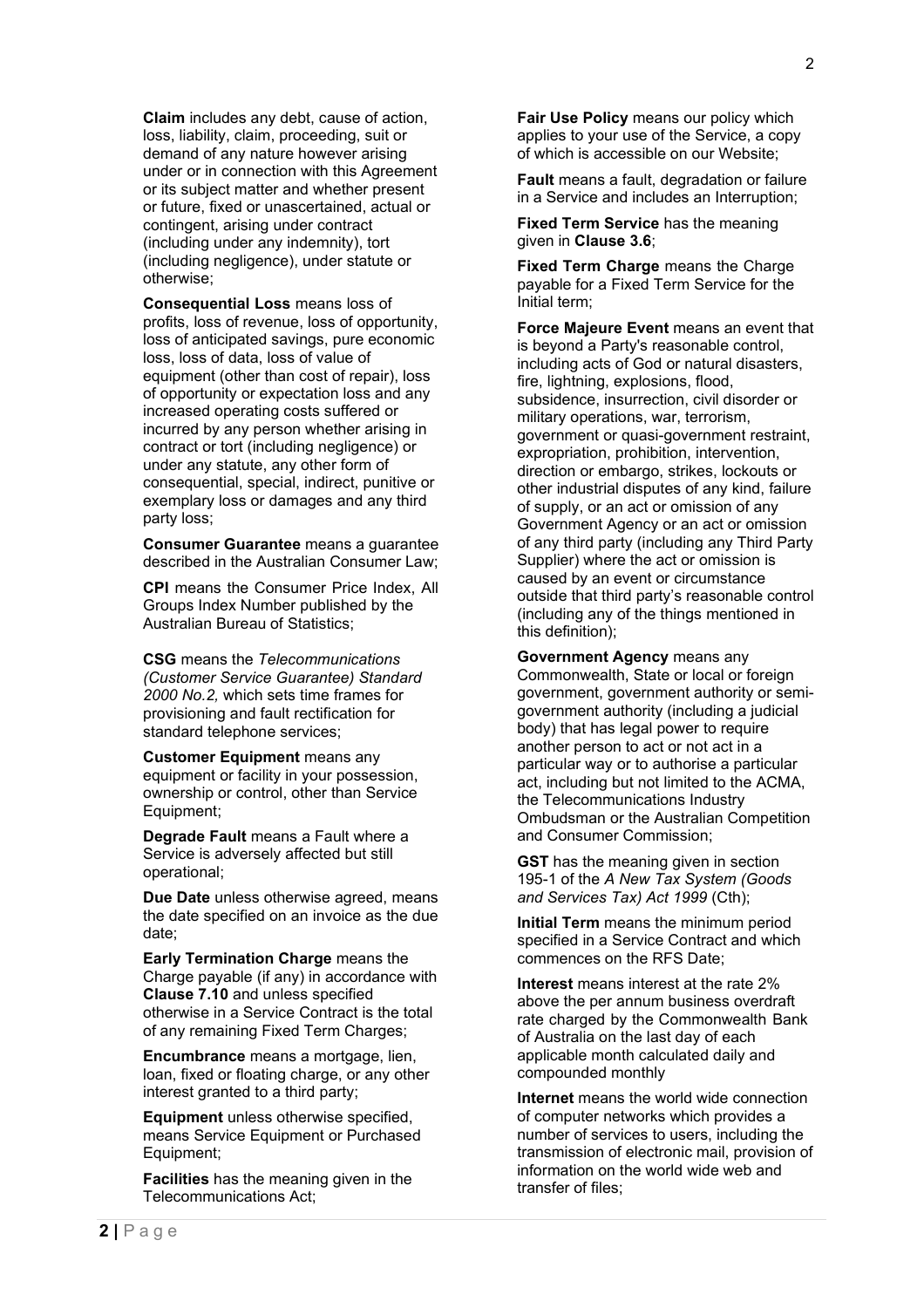**Claim** includes any debt, cause of action, loss, liability, claim, proceeding, suit or demand of any nature however arising under or in connection with this Agreement or its subject matter and whether present or future, fixed or unascertained, actual or contingent, arising under contract (including under any indemnity), tort (including negligence), under statute or otherwise;

**Consequential Loss** means loss of profits, loss of revenue, loss of opportunity, loss of anticipated savings, pure economic loss, loss of data, loss of value of equipment (other than cost of repair), loss of opportunity or expectation loss and any increased operating costs suffered or incurred by any person whether arising in contract or tort (including negligence) or under any statute, any other form of consequential, special, indirect, punitive or exemplary loss or damages and any third party loss;

**Consumer Guarantee** means a guarantee described in the Australian Consumer Law;

**CPI** means the Consumer Price Index, All Groups Index Number published by the Australian Bureau of Statistics;

**CSG** means the *Telecommunications (Customer Service Guarantee) Standard 2000 No.2,* which sets time frames for provisioning and fault rectification for standard telephone services;

**Customer Equipment** means any equipment or facility in your possession, ownership or control, other than Service Equipment;

**Degrade Fault** means a Fault where a Service is adversely affected but still operational;

**Due Date** unless otherwise agreed, means the date specified on an invoice as the due date;

**Early Termination Charge** means the Charge payable (if any) in accordance with **Clause 7.10** and unless specified otherwise in a Service Contract is the total of any remaining Fixed Term Charges;

**Encumbrance** means a mortgage, lien, loan, fixed or floating charge, or any other interest granted to a third party;

**Equipment** unless otherwise specified, means Service Equipment or Purchased Equipment;

**Facilities** has the meaning given in the Telecommunications Act;

**Fair Use Policy** means our policy which applies to your use of the Service, a copy of which is accessible on our Website;

**Fault** means a fault, degradation or failure in a Service and includes an Interruption;

**Fixed Term Service** has the meaning given in **Clause 3.6**;

**Fixed Term Charge** means the Charge payable for a Fixed Term Service for the Initial term;

**Force Majeure Event** means an event that is beyond a Party's reasonable control, including acts of God or natural disasters, fire, lightning, explosions, flood, subsidence, insurrection, civil disorder or military operations, war, terrorism, government or quasi-government restraint, expropriation, prohibition, intervention, direction or embargo, strikes, lockouts or other industrial disputes of any kind, failure of supply, or an act or omission of any Government Agency or an act or omission of any third party (including any Third Party Supplier) where the act or omission is caused by an event or circumstance outside that third party's reasonable control (including any of the things mentioned in this definition);

**Government Agency** means any Commonwealth, State or local or foreign government, government authority or semi-government authority (including a judicial body) that has legal power to require another person to act or not act in a particular way or to authorise a particular act, including but not limited to the ACMA, the Telecommunications Industry Ombudsman or the Australian Competition and Consumer Commission;

**GST** has the meaning given in section 195-1 of the *A New Tax System (Goods and Services Tax) Act 1999* (Cth);

**Initial Term** means the minimum period specified in a Service Contract and which commences on the RFS Date;

**Interest** means interest at the rate 2% above the per annum business overdraft rate charged by the Commonwealth Bank of Australia on the last day of each applicable month calculated daily and compounded monthly

**Internet** means the world wide connection of computer networks which provides a number of services to users, including the transmission of electronic mail, provision of information on the world wide web and transfer of files;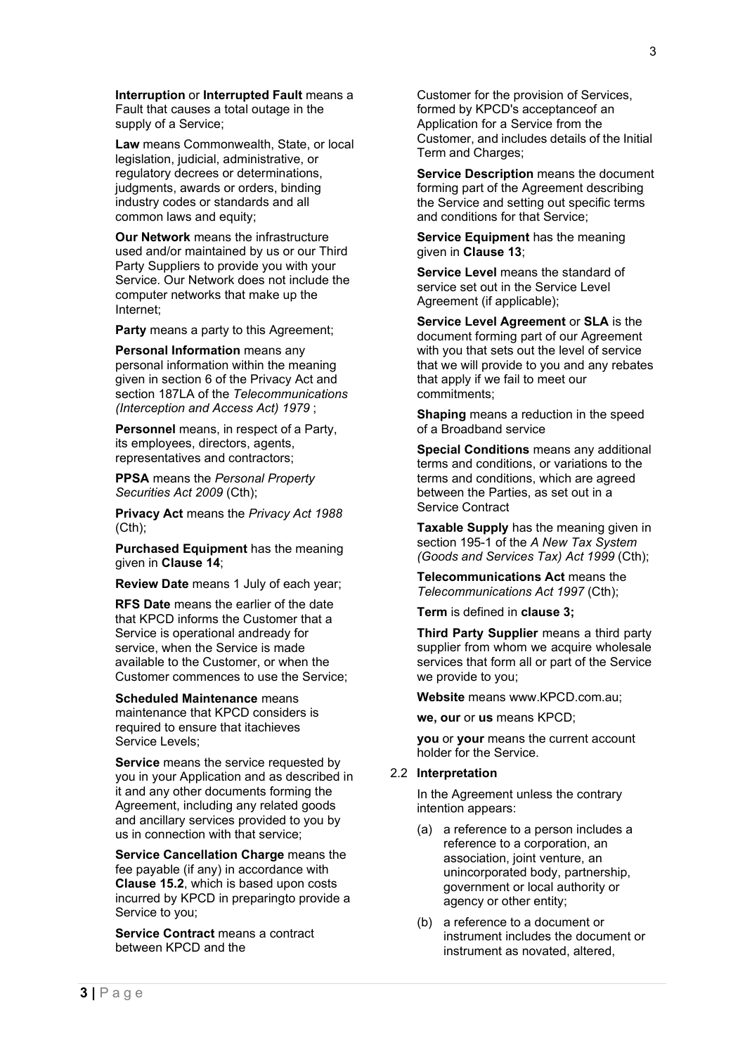**Interruption** or **Interrupted Fault** means a Fault that causes a total outage in the supply of a Service;

**Law** means Commonwealth, State, or local legislation, judicial, administrative, or regulatory decrees or determinations, judgments, awards or orders, binding industry codes or standards and all common laws and equity;

**Our Network** means the infrastructure used and/or maintained by us or our Third Party Suppliers to provide you with your Service. Our Network does not include the computer networks that make up the Internet;

**Party** means a party to this Agreement;

**Personal Information** means any personal information within the meaning given in section 6 of the Privacy Act and section 187LA of the *Telecommunications (Interception and Access Act) 1979* ;

**Personnel** means, in respect of a Party, its employees, directors, agents, representatives and contractors;

**PPSA** means the *Personal Property Securities Act 2009* (Cth);

**Privacy Act** means the *Privacy Act 1988* (Cth);

**Purchased Equipment** has the meaning given in **Clause 14**;

**Review Date** means 1 July of each year;

**RFS Date** means the earlier of the date that KPCD informs the Customer that a Service is operational andready for service, when the Service is made available to the Customer, or when the Customer commences to use the Service;

**Scheduled Maintenance** means maintenance that KPCD considers is required to ensure that itachieves Service Levels;

**Service** means the service requested by you in your Application and as described in it and any other documents forming the Agreement, including any related goods and ancillary services provided to you by us in connection with that service;

**Service Cancellation Charge** means the fee payable (if any) in accordance with **Clause 15.2**, which is based upon costs incurred by KPCD in preparingto provide a Service to you;

**Service Contract** means a contract between KPCD and the Customer for the provision of Services, formed by KPCD's acceptanceof an Application for a Service from the Customer, and includes details of the Initial Term and Charges;

**Service Description** means the document forming part of the Agreement describing the Service and setting out specific terms and conditions for that Service;

**Service Equipment** has the meaning given in **Clause 13**;

**Service Level** means the standard of service set out in the Service Level Agreement (if applicable);

**Service Level Agreement** or **SLA** is the document forming part of our Agreement with you that sets out the level of service that we will provide to you and any rebates that apply if we fail to meet our commitments;

**Shaping** means a reduction in the speed of a Broadband service

**Special Conditions** means any additional terms and conditions, or variations to the terms and conditions, which are agreed between the Parties, as set out in a Service Contract

**Taxable Supply** has the meaning given in section 195-1 of the *A New Tax System (Goods and Services Tax) Act 1999* (Cth);

**Telecommunications Act** means the *Telecommunications Act 1997* (Cth);

**Term** is defined in **clause 3;**

**Third Party Supplier** means a third party supplier from whom we acquire wholesale services that form all or part of the Service we provide to you;

**Website** means www.KPCD.com.au;

**we, our** or **us** means KPCD;

**you** or **your** means the current account holder for the Service.

2.2 **Interpretation**

In the Agreement unless the contrary intention appears:

(a) a reference to a person includes a reference to a corporation, an association, joint venture, an unincorporated body, partnership, government or local authority or agency or other entity;

(b) a reference to a document or instrument includes the document or instrument as novated, altered,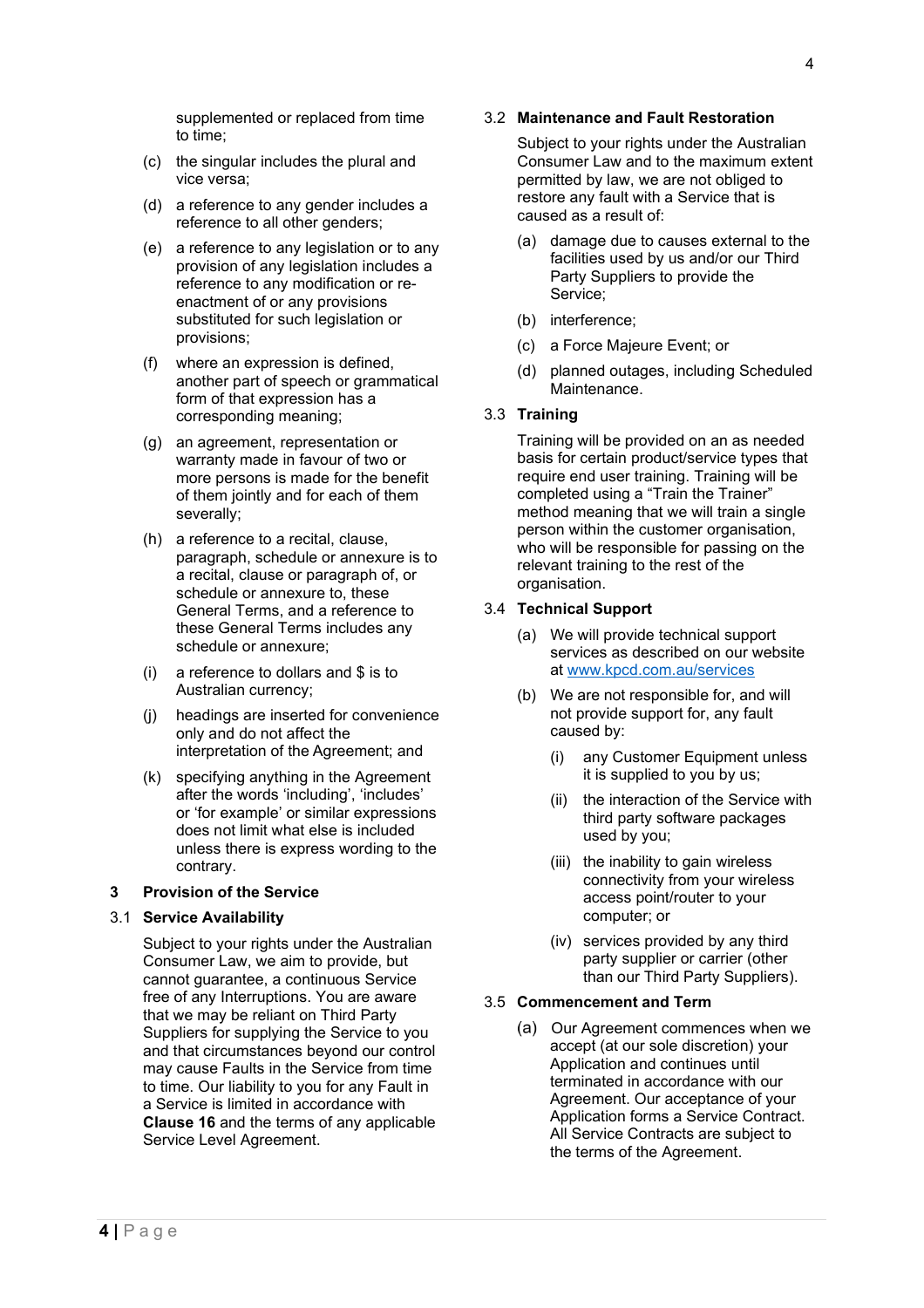supplemented or replaced from time to time;

(c) the singular includes the plural and vice versa;

(d) a reference to any gender includes a reference to all other genders;

(e) a reference to any legislation or to any provision of any legislation includes a reference to any modification or re-enactment of or any provisions substituted for such legislation or provisions;

(f) where an expression is defined, another part of speech or grammatical form of that expression has a corresponding meaning;

(g) an agreement, representation or warranty made in favour of two or more persons is made for the benefit of them jointly and for each of them severally;

(h) a reference to a recital, clause, paragraph, schedule or annexure is to a recital, clause or paragraph of, or schedule or annexure to, these General Terms, and a reference to these General Terms includes any schedule or annexure;

(i) a reference to dollars and $ is to Australian currency;

(j) headings are inserted for convenience only and do not affect the interpretation of the Agreement; and

(k) specifying anything in the Agreement after the words 'including', 'includes' or 'for example' or similar expressions does not limit what else is included unless there is express wording to the contrary.

## 3 Provision of the Service

### 3.1 Service Availability

Subject to your rights under the Australian Consumer Law, we aim to provide, but cannot guarantee, a continuous Service free of any Interruptions. You are aware that we may be reliant on Third Party Suppliers for supplying the Service to you and that circumstances beyond our control may cause Faults in the Service from time to time. Our liability to you for any Fault in a Service is limited in accordance with **Clause 16** and the terms of any applicable Service Level Agreement.

### 3.2 Maintenance and Fault Restoration

Subject to your rights under the Australian Consumer Law and to the maximum extent permitted by law, we are not obliged to restore any fault with a Service that is caused as a result of:

(a) damage due to causes external to the facilities used by us and/or our Third Party Suppliers to provide the Service;

(b) interference;

(c) a Force Majeure Event; or

(d) planned outages, including Scheduled Maintenance.

### 3.3 Training

Training will be provided on an as needed basis for certain product/service types that require end user training. Training will be completed using a "Train the Trainer" method meaning that we will train a single person within the customer organisation, who will be responsible for passing on the relevant training to the rest of the organisation.

### 3.4 Technical Support

(a) We will provide technical support services as described on our website at [www.kpcd.com.au/services](www.kpcd.com.au/services)

(b) We are not responsible for, and will not provide support for, any fault caused by:

(i) any Customer Equipment unless it is supplied to you by us;

(ii) the interaction of the Service with third party software packages used by you;

(iii) the inability to gain wireless connectivity from your wireless access point/router to your computer; or

(iv) services provided by any third party supplier or carrier (other than our Third Party Suppliers).

### 3.5 Commencement and Term

(a) Our Agreement commences when we accept (at our sole discretion) your Application and continues until terminated in accordance with our Agreement. Our acceptance of your Application forms a Service Contract. All Service Contracts are subject to the terms of the Agreement.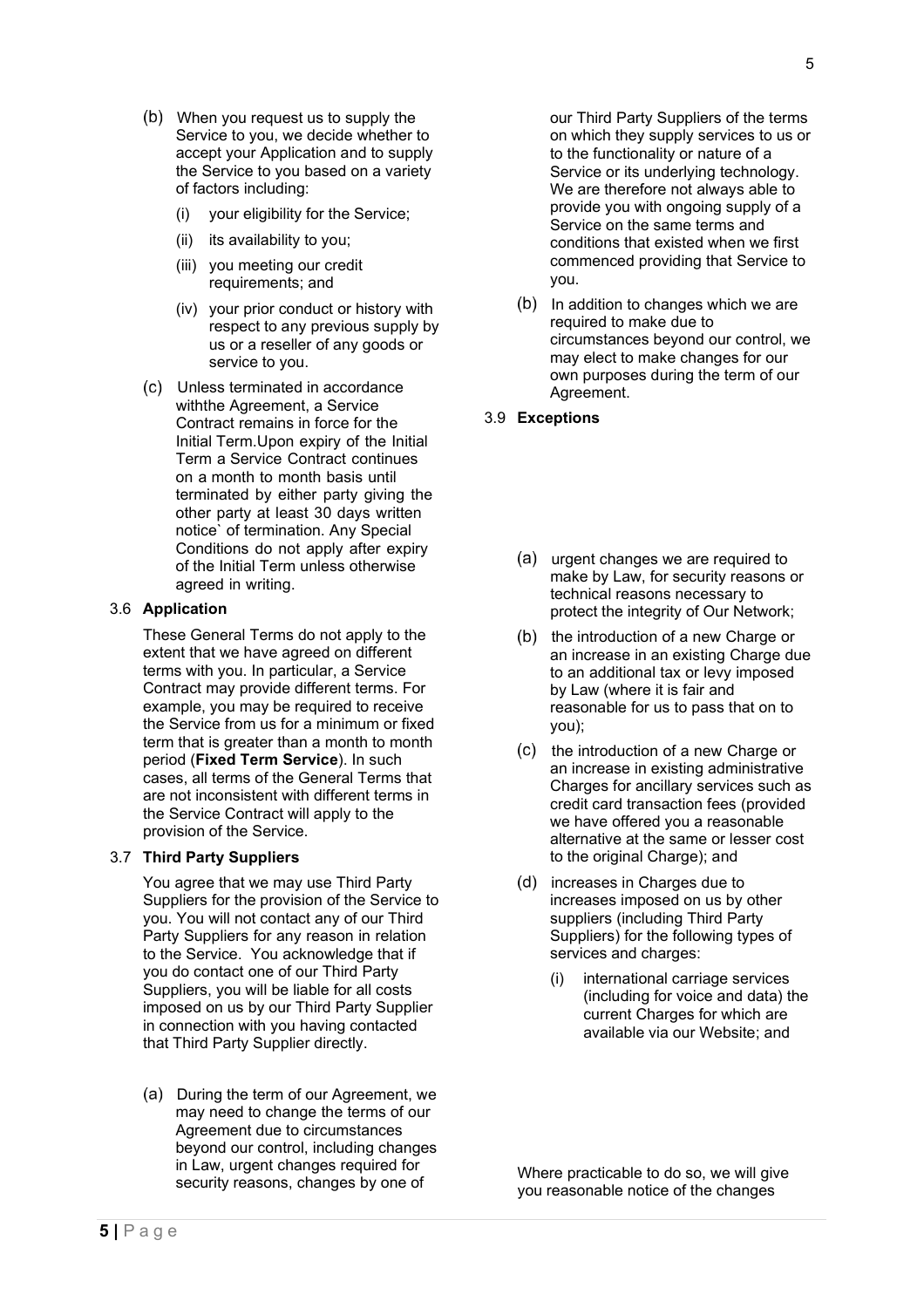(b) When you request us to supply the Service to you, we decide whether to accept your Application and to supply the Service to you based on a variety of factors including:

   (i) your eligibility for the Service;

   (ii) its availability to you;

   (iii) you meeting our credit requirements; and

   (iv) your prior conduct or history with respect to any previous supply by us or a reseller of any goods or service to you.

(c) Unless terminated in accordance withthe Agreement, a Service Contract remains in force for the Initial Term.Upon expiry of the Initial Term a Service Contract continues on a month to month basis until terminated by either party giving the other party at least 30 days written notice` of termination. Any Special Conditions do not apply after expiry of the Initial Term unless otherwise agreed in writing.

3.6 **Application**

These General Terms do not apply to the extent that we have agreed on different terms with you. In particular, a Service Contract may provide different terms. For example, you may be required to receive the Service from us for a minimum or fixed term that is greater than a month to month period (**Fixed Term Service**). In such cases, all terms of the General Terms that are not inconsistent with different terms in the Service Contract will apply to the provision of the Service.

3.7 **Third Party Suppliers**

You agree that we may use Third Party Suppliers for the provision of the Service to you. You will not contact any of our Third Party Suppliers for any reason in relation to the Service. You acknowledge that if you do contact one of our Third Party Suppliers, you will be liable for all costs imposed on us by our Third Party Supplier in connection with you having contacted that Third Party Supplier directly.

(a) During the term of our Agreement, we may need to change the terms of our Agreement due to circumstances beyond our control, including changes in Law, urgent changes required for security reasons, changes by one of our Third Party Suppliers of the terms on which they supply services to us or to the functionality or nature of a Service or its underlying technology. We are therefore not always able to provide you with ongoing supply of a Service on the same terms and conditions that existed when we first commenced providing that Service to you.

(b) In addition to changes which we are required to make due to circumstances beyond our control, we may elect to make changes for our own purposes during the term of our Agreement.

3.9 **Exceptions**

(a) urgent changes we are required to make by Law, for security reasons or technical reasons necessary to protect the integrity of Our Network;

(b) the introduction of a new Charge or an increase in an existing Charge due to an additional tax or levy imposed by Law (where it is fair and reasonable for us to pass that on to you);

(c) the introduction of a new Charge or an increase in existing administrative Charges for ancillary services such as credit card transaction fees (provided we have offered you a reasonable alternative at the same or lesser cost to the original Charge); and

(d) increases in Charges due to increases imposed on us by other suppliers (including Third Party Suppliers) for the following types of services and charges:

   (i) international carriage services (including for voice and data) the current Charges for which are available via our Website; and

Where practicable to do so, we will give you reasonable notice of the changes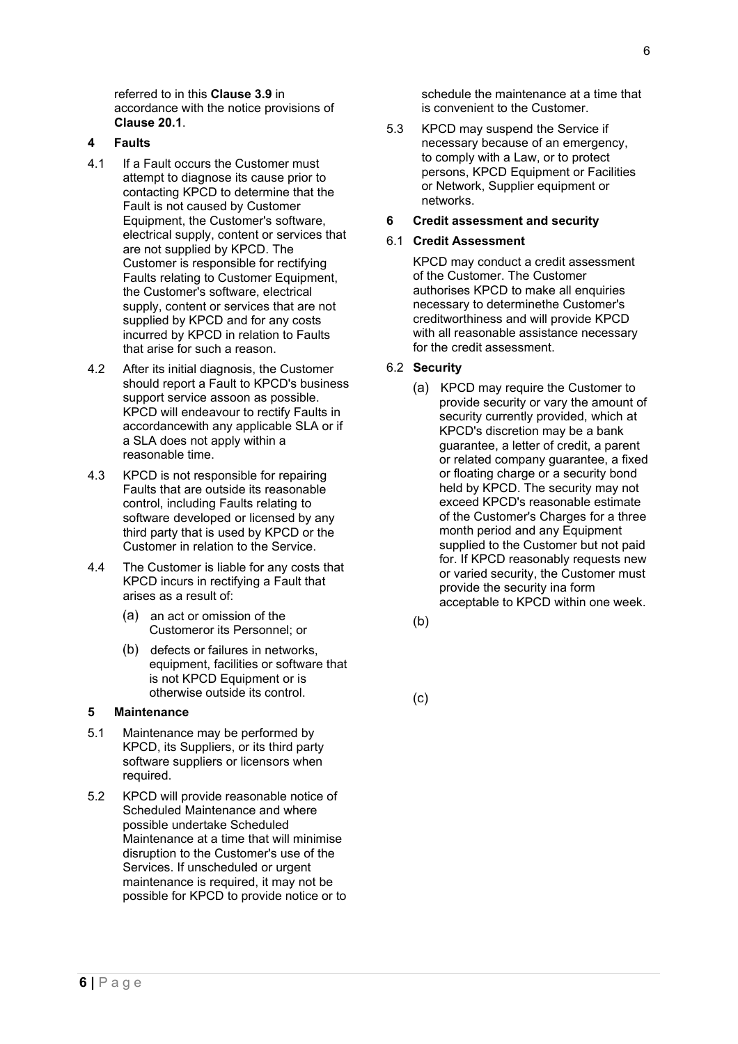referred to in this **Clause 3.9** in accordance with the notice provisions of **Clause 20.1**.

## 4 Faults

4.1 If a Fault occurs the Customer must attempt to diagnose its cause prior to contacting KPCD to determine that the Fault is not caused by Customer Equipment, the Customer's software, electrical supply, content or services that are not supplied by KPCD. The Customer is responsible for rectifying Faults relating to Customer Equipment, the Customer's software, electrical supply, content or services that are not supplied by KPCD and for any costs incurred by KPCD in relation to Faults that arise for such a reason.

4.2 After its initial diagnosis, the Customer should report a Fault to KPCD's business support service assoon as possible. KPCD will endeavour to rectify Faults in accordancewith any applicable SLA or if a SLA does not apply within a reasonable time.

4.3 KPCD is not responsible for repairing Faults that are outside its reasonable control, including Faults relating to software developed or licensed by any third party that is used by KPCD or the Customer in relation to the Service.

4.4 The Customer is liable for any costs that KPCD incurs in rectifying a Fault that arises as a result of:

(a) an act or omission of the Customeror its Personnel; or

(b) defects or failures in networks, equipment, facilities or software that is not KPCD Equipment or is otherwise outside its control.

## 5 Maintenance

5.1 Maintenance may be performed by KPCD, its Suppliers, or its third party software suppliers or licensors when required.

5.2 KPCD will provide reasonable notice of Scheduled Maintenance and where possible undertake Scheduled Maintenance at a time that will minimise disruption to the Customer's use of the Services. If unscheduled or urgent maintenance is required, it may not be possible for KPCD to provide notice or to schedule the maintenance at a time that is convenient to the Customer.

5.3 KPCD may suspend the Service if necessary because of an emergency, to comply with a Law, or to protect persons, KPCD Equipment or Facilities or Network, Supplier equipment or networks.

## 6 Credit assessment and security

### 6.1 Credit Assessment

KPCD may conduct a credit assessment of the Customer. The Customer authorises KPCD to make all enquiries necessary to determinethe Customer's creditworthiness and will provide KPCD with all reasonable assistance necessary for the credit assessment.

### 6.2 Security

(a) KPCD may require the Customer to provide security or vary the amount of security currently provided, which at KPCD's discretion may be a bank guarantee, a letter of credit, a parent or related company guarantee, a fixed or floating charge or a security bond held by KPCD. The security may not exceed KPCD's reasonable estimate of the Customer's Charges for a three month period and any Equipment supplied to the Customer but not paid for. If KPCD reasonably requests new or varied security, the Customer must provide the security ina form acceptable to KPCD within one week.

(b)

(c)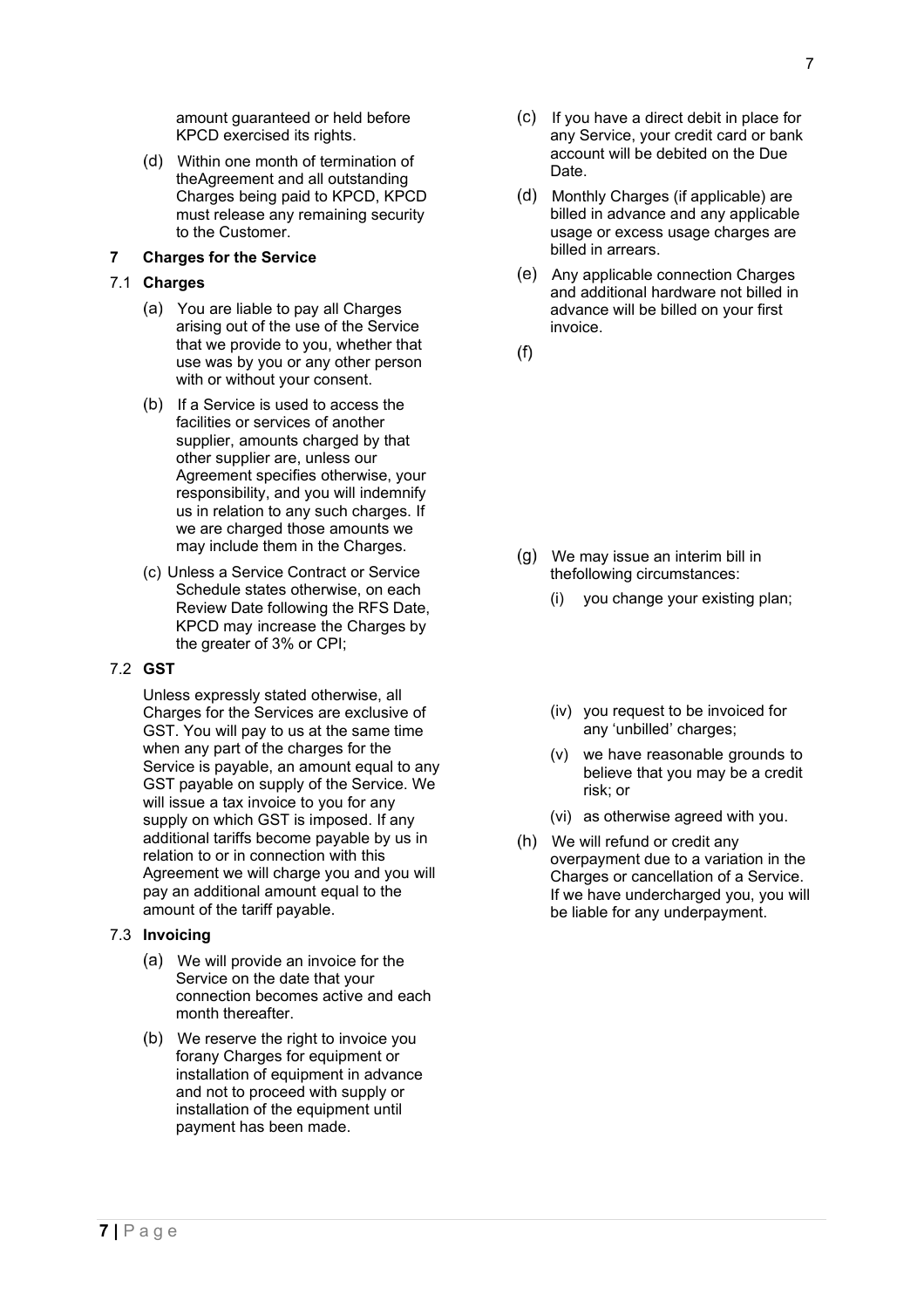amount guaranteed or held before KPCD exercised its rights.

(d) Within one month of termination of theAgreement and all outstanding Charges being paid to KPCD, KPCD must release any remaining security to the Customer.

## 7 Charges for the Service

### 7.1 Charges

(a) You are liable to pay all Charges arising out of the use of the Service that we provide to you, whether that use was by you or any other person with or without your consent.

(b) If a Service is used to access the facilities or services of another supplier, amounts charged by that other supplier are, unless our Agreement specifies otherwise, your responsibility, and you will indemnify us in relation to any such charges. If we are charged those amounts we may include them in the Charges.

(c) Unless a Service Contract or Service Schedule states otherwise, on each Review Date following the RFS Date, KPCD may increase the Charges by the greater of 3% or CPI;

### 7.2 GST

Unless expressly stated otherwise, all Charges for the Services are exclusive of GST. You will pay to us at the same time when any part of the charges for the Service is payable, an amount equal to any GST payable on supply of the Service. We will issue a tax invoice to you for any supply on which GST is imposed. If any additional tariffs become payable by us in relation to or in connection with this Agreement we will charge you and you will pay an additional amount equal to the amount of the tariff payable.

### 7.3 Invoicing

(a) We will provide an invoice for the Service on the date that your connection becomes active and each month thereafter.

(b) We reserve the right to invoice you forany Charges for equipment or installation of equipment in advance and not to proceed with supply or installation of the equipment until payment has been made.

(c) If you have a direct debit in place for any Service, your credit card or bank account will be debited on the Due Date.

(d) Monthly Charges (if applicable) are billed in advance and any applicable usage or excess usage charges are billed in arrears.

(e) Any applicable connection Charges and additional hardware not billed in advance will be billed on your first invoice.

(f)

(g) We may issue an interim bill in thefollowing circumstances:

(i) you change your existing plan;

(iv) you request to be invoiced for any 'unbilled' charges;

(v) we have reasonable grounds to believe that you may be a credit risk; or

(vi) as otherwise agreed with you.

(h) We will refund or credit any overpayment due to a variation in the Charges or cancellation of a Service. If we have undercharged you, you will be liable for any underpayment.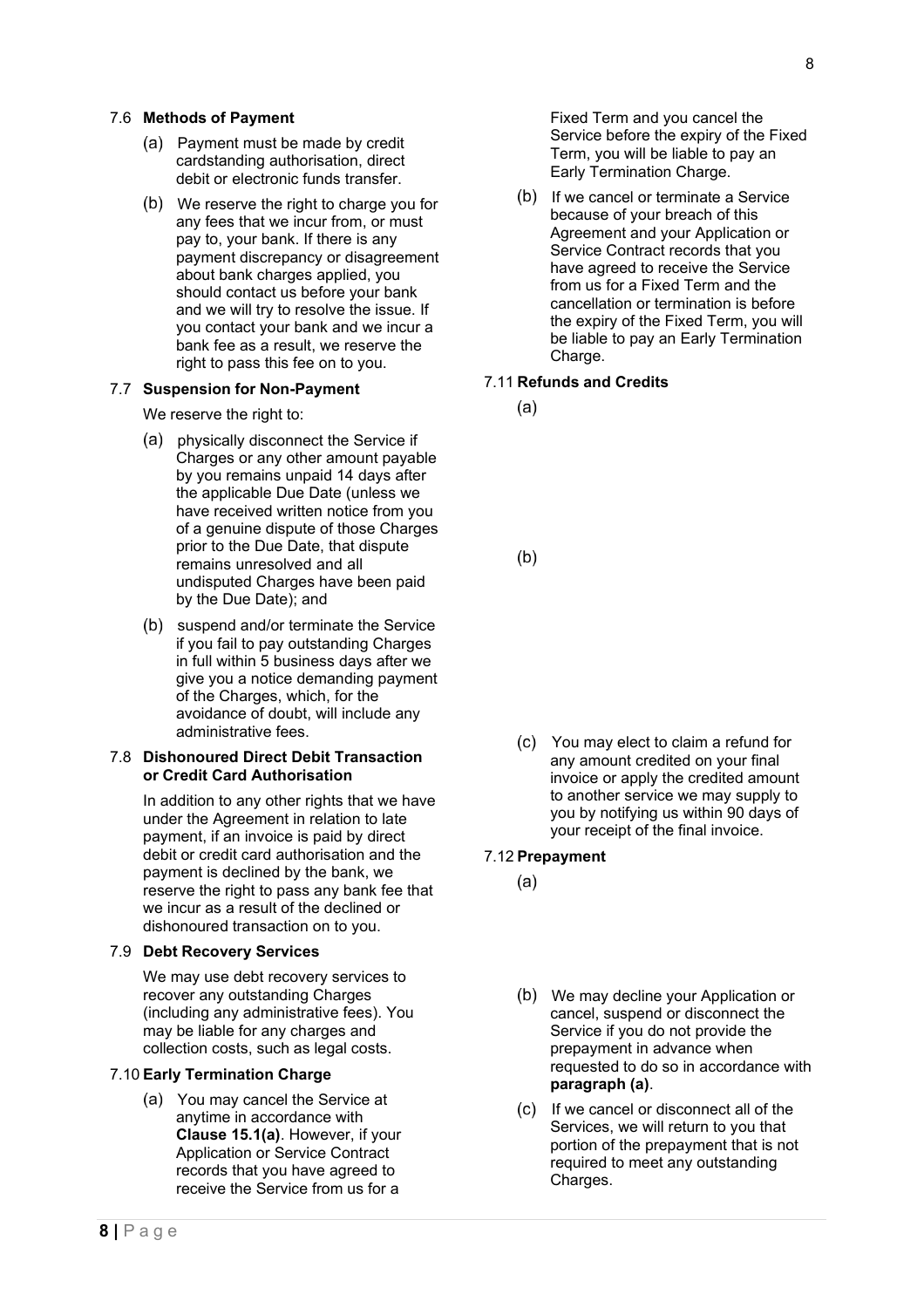### 7.6 Methods of Payment

(a) Payment must be made by credit cardstanding authorisation, direct debit or electronic funds transfer.

(b) We reserve the right to charge you for any fees that we incur from, or must pay to, your bank. If there is any payment discrepancy or disagreement about bank charges applied, you should contact us before your bank and we will try to resolve the issue. If you contact your bank and we incur a bank fee as a result, we reserve the right to pass this fee on to you.

### 7.7 Suspension for Non-Payment

We reserve the right to:

(a) physically disconnect the Service if Charges or any other amount payable by you remains unpaid 14 days after the applicable Due Date (unless we have received written notice from you of a genuine dispute of those Charges prior to the Due Date, that dispute remains unresolved and all undisputed Charges have been paid by the Due Date); and

(b) suspend and/or terminate the Service if you fail to pay outstanding Charges in full within 5 business days after we give you a notice demanding payment of the Charges, which, for the avoidance of doubt, will include any administrative fees.

### 7.8 Dishonoured Direct Debit Transaction or Credit Card Authorisation

In addition to any other rights that we have under the Agreement in relation to late payment, if an invoice is paid by direct debit or credit card authorisation and the payment is declined by the bank, we reserve the right to pass any bank fee that we incur as a result of the declined or dishonoured transaction on to you.

### 7.9 Debt Recovery Services

We may use debt recovery services to recover any outstanding Charges (including any administrative fees). You may be liable for any charges and collection costs, such as legal costs.

### 7.10 Early Termination Charge

(a) You may cancel the Service at anytime in accordance with **Clause 15.1(a)**. However, if your Application or Service Contract records that you have agreed to receive the Service from us for a Fixed Term and you cancel the Service before the expiry of the Fixed Term, you will be liable to pay an Early Termination Charge.

(b) If we cancel or terminate a Service because of your breach of this Agreement and your Application or Service Contract records that you have agreed to receive the Service from us for a Fixed Term and the cancellation or termination is before the expiry of the Fixed Term, you will be liable to pay an Early Termination Charge.

### 7.11 Refunds and Credits

(a)

(b)

(c) You may elect to claim a refund for any amount credited on your final invoice or apply the credited amount to another service we may supply to you by notifying us within 90 days of your receipt of the final invoice.

### 7.12 Prepayment

(a)

(b) We may decline your Application or cancel, suspend or disconnect the Service if you do not provide the prepayment in advance when requested to do so in accordance with **paragraph (a)**.

(c) If we cancel or disconnect all of the Services, we will return to you that portion of the prepayment that is not required to meet any outstanding Charges.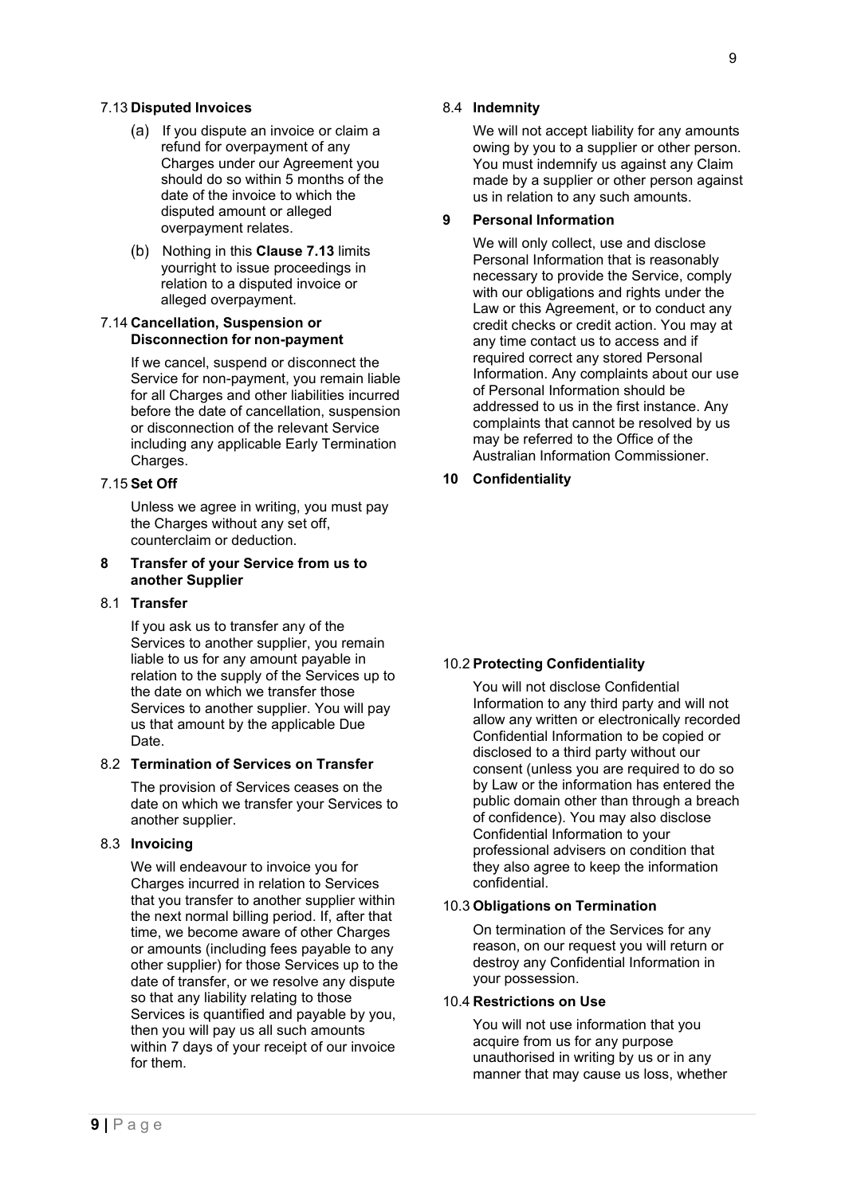### 7.13 Disputed Invoices

(a) If you dispute an invoice or claim a refund for overpayment of any Charges under our Agreement you should do so within 5 months of the date of the invoice to which the disputed amount or alleged overpayment relates.

(b) Nothing in this **Clause 7.13** limits yourright to issue proceedings in relation to a disputed invoice or alleged overpayment.

### 7.14 Cancellation, Suspension or Disconnection for non-payment

If we cancel, suspend or disconnect the Service for non-payment, you remain liable for all Charges and other liabilities incurred before the date of cancellation, suspension or disconnection of the relevant Service including any applicable Early Termination Charges.

### 7.15 Set Off

Unless we agree in writing, you must pay the Charges without any set off, counterclaim or deduction.

## 8 Transfer of your Service from us to another Supplier

### 8.1 Transfer

If you ask us to transfer any of the Services to another supplier, you remain liable to us for any amount payable in relation to the supply of the Services up to the date on which we transfer those Services to another supplier. You will pay us that amount by the applicable Due Date.

### 8.2 Termination of Services on Transfer

The provision of Services ceases on the date on which we transfer your Services to another supplier.

### 8.3 Invoicing

We will endeavour to invoice you for Charges incurred in relation to Services that you transfer to another supplier within the next normal billing period. If, after that time, we become aware of other Charges or amounts (including fees payable to any other supplier) for those Services up to the date of transfer, or we resolve any dispute so that any liability relating to those Services is quantified and payable by you, then you will pay us all such amounts within 7 days of your receipt of our invoice for them.

### 8.4 Indemnity

We will not accept liability for any amounts owing by you to a supplier or other person. You must indemnify us against any Claim made by a supplier or other person against us in relation to any such amounts.

## 9 Personal Information

We will only collect, use and disclose Personal Information that is reasonably necessary to provide the Service, comply with our obligations and rights under the Law or this Agreement, or to conduct any credit checks or credit action. You may at any time contact us to access and if required correct any stored Personal Information. Any complaints about our use of Personal Information should be addressed to us in the first instance. Any complaints that cannot be resolved by us may be referred to the Office of the Australian Information Commissioner.

## 10 Confidentiality

### 10.2 Protecting Confidentiality

You will not disclose Confidential Information to any third party and will not allow any written or electronically recorded Confidential Information to be copied or disclosed to a third party without our consent (unless you are required to do so by Law or the information has entered the public domain other than through a breach of confidence). You may also disclose Confidential Information to your professional advisers on condition that they also agree to keep the information confidential.

### 10.3 Obligations on Termination

On termination of the Services for any reason, on our request you will return or destroy any Confidential Information in your possession.

### 10.4 Restrictions on Use

You will not use information that you acquire from us for any purpose unauthorised in writing by us or in any manner that may cause us loss, whether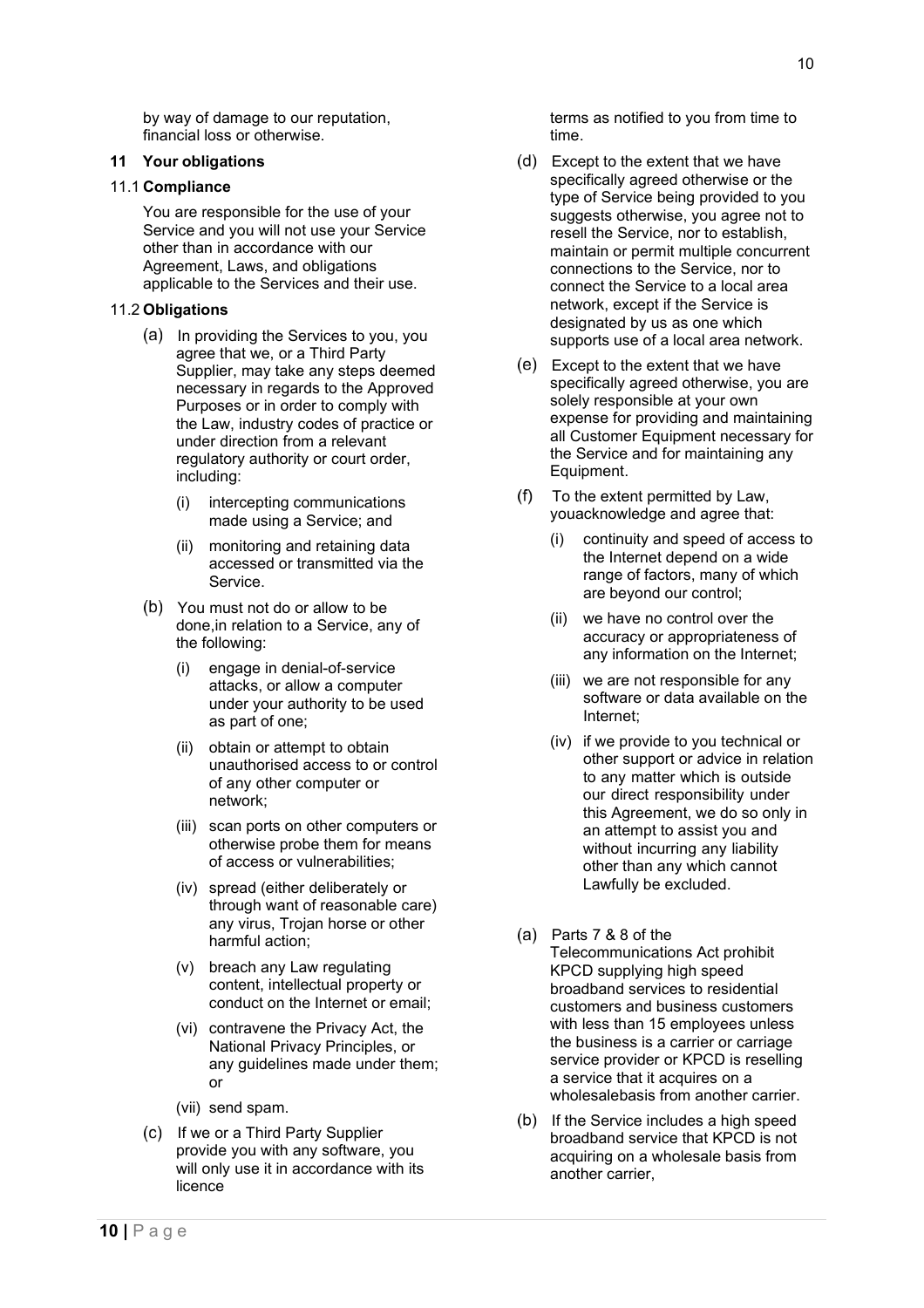by way of damage to our reputation, financial loss or otherwise.

## 11 Your obligations

### 11.1 Compliance

You are responsible for the use of your Service and you will not use your Service other than in accordance with our Agreement, Laws, and obligations applicable to the Services and their use.

### 11.2 Obligations

(a) In providing the Services to you, you agree that we, or a Third Party Supplier, may take any steps deemed necessary in regards to the Approved Purposes or in order to comply with the Law, industry codes of practice or under direction from a relevant regulatory authority or court order, including:

- (i) intercepting communications made using a Service; and
- (ii) monitoring and retaining data accessed or transmitted via the Service.

(b) You must not do or allow to be done,in relation to a Service, any of the following:

- (i) engage in denial-of-service attacks, or allow a computer under your authority to be used as part of one;
- (ii) obtain or attempt to obtain unauthorised access to or control of any other computer or network;
- (iii) scan ports on other computers or otherwise probe them for means of access or vulnerabilities;
- (iv) spread (either deliberately or through want of reasonable care) any virus, Trojan horse or other harmful action;
- (v) breach any Law regulating content, intellectual property or conduct on the Internet or email;
- (vi) contravene the Privacy Act, the National Privacy Principles, or any guidelines made under them; or
- (vii) send spam.

(c) If we or a Third Party Supplier provide you with any software, you will only use it in accordance with its licence terms as notified to you from time to time.

(d) Except to the extent that we have specifically agreed otherwise or the type of Service being provided to you suggests otherwise, you agree not to resell the Service, nor to establish, maintain or permit multiple concurrent connections to the Service, nor to connect the Service to a local area network, except if the Service is designated by us as one which supports use of a local area network.

(e) Except to the extent that we have specifically agreed otherwise, you are solely responsible at your own expense for providing and maintaining all Customer Equipment necessary for the Service and for maintaining any Equipment.

(f) To the extent permitted by Law, youacknowledge and agree that:

- (i) continuity and speed of access to the Internet depend on a wide range of factors, many of which are beyond our control;
- (ii) we have no control over the accuracy or appropriateness of any information on the Internet;
- (iii) we are not responsible for any software or data available on the Internet;
- (iv) if we provide to you technical or other support or advice in relation to any matter which is outside our direct responsibility under this Agreement, we do so only in an attempt to assist you and without incurring any liability other than any which cannot Lawfully be excluded.

(a) Parts 7 & 8 of the Telecommunications Act prohibit KPCD supplying high speed broadband services to residential customers and business customers with less than 15 employees unless the business is a carrier or carriage service provider or KPCD is reselling a service that it acquires on a wholesalebasis from another carrier.

(b) If the Service includes a high speed broadband service that KPCD is not acquiring on a wholesale basis from another carrier,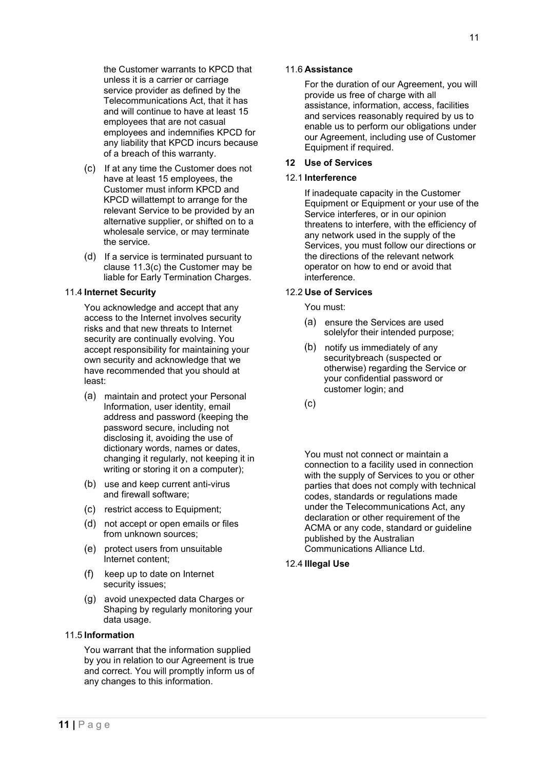the Customer warrants to KPCD that unless it is a carrier or carriage service provider as defined by the Telecommunications Act, that it has and will continue to have at least 15 employees that are not casual employees and indemnifies KPCD for any liability that KPCD incurs because of a breach of this warranty.

(c) If at any time the Customer does not have at least 15 employees, the Customer must inform KPCD and KPCD willattempt to arrange for the relevant Service to be provided by an alternative supplier, or shifted on to a wholesale service, or may terminate the service.

(d) If a service is terminated pursuant to clause 11.3(c) the Customer may be liable for Early Termination Charges.

### 11.4 Internet Security

You acknowledge and accept that any access to the Internet involves security risks and that new threats to Internet security are continually evolving. You accept responsibility for maintaining your own security and acknowledge that we have recommended that you should at least:

(a) maintain and protect your Personal Information, user identity, email address and password (keeping the password secure, including not disclosing it, avoiding the use of dictionary words, names or dates, changing it regularly, not keeping it in writing or storing it on a computer);

(b) use and keep current anti-virus and firewall software;

(c) restrict access to Equipment;

(d) not accept or open emails or files from unknown sources;

(e) protect users from unsuitable Internet content;

(f) keep up to date on Internet security issues;

(g) avoid unexpected data Charges or Shaping by regularly monitoring your data usage.

### 11.5 Information

You warrant that the information supplied by you in relation to our Agreement is true and correct. You will promptly inform us of any changes to this information.

### 11.6 Assistance

For the duration of our Agreement, you will provide us free of charge with all assistance, information, access, facilities and services reasonably required by us to enable us to perform our obligations under our Agreement, including use of Customer Equipment if required.

## 12 Use of Services

### 12.1 Interference

If inadequate capacity in the Customer Equipment or Equipment or your use of the Service interferes, or in our opinion threatens to interfere, with the efficiency of any network used in the supply of the Services, you must follow our directions or the directions of the relevant network operator on how to end or avoid that interference.

### 12.2 Use of Services

You must:

(a) ensure the Services are used solelyfor their intended purpose;

(b) notify us immediately of any securitybreach (suspected or otherwise) regarding the Service or your confidential password or customer login; and

(c)

You must not connect or maintain a connection to a facility used in connection with the supply of Services to you or other parties that does not comply with technical codes, standards or regulations made under the Telecommunications Act, any declaration or other requirement of the ACMA or any code, standard or guideline published by the Australian Communications Alliance Ltd.

### 12.4 Illegal Use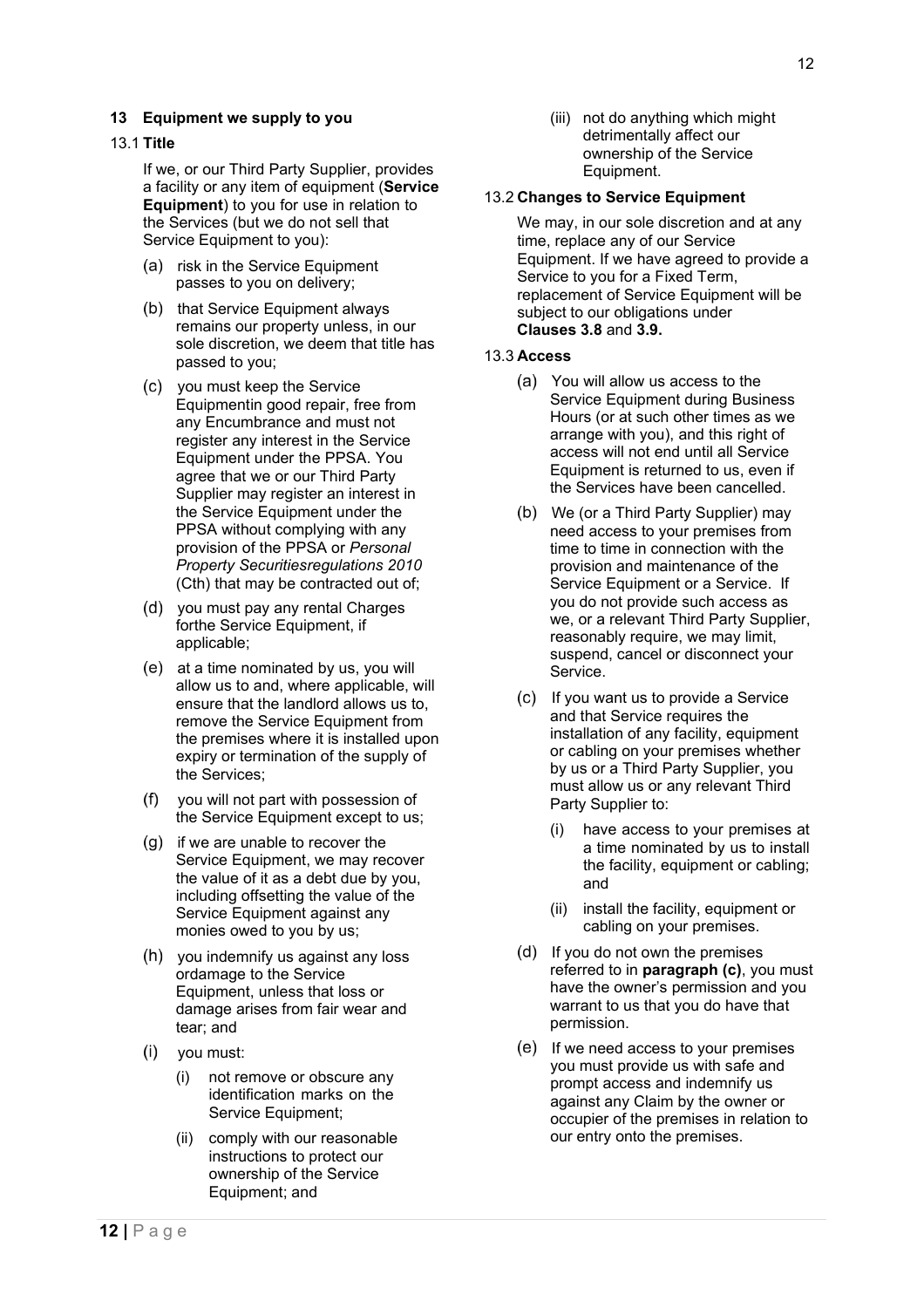## 13 Equipment we supply to you

### 13.1 Title

If we, or our Third Party Supplier, provides a facility or any item of equipment (**Service Equipment**) to you for use in relation to the Services (but we do not sell that Service Equipment to you):

(a) risk in the Service Equipment passes to you on delivery;

(b) that Service Equipment always remains our property unless, in our sole discretion, we deem that title has passed to you;

(c) you must keep the Service Equipmentin good repair, free from any Encumbrance and must not register any interest in the Service Equipment under the PPSA. You agree that we or our Third Party Supplier may register an interest in the Service Equipment under the PPSA without complying with any provision of the PPSA or *Personal Property Securitiesregulations 2010* (Cth) that may be contracted out of;

(d) you must pay any rental Charges forthe Service Equipment, if applicable;

(e) at a time nominated by us, you will allow us to and, where applicable, will ensure that the landlord allows us to, remove the Service Equipment from the premises where it is installed upon expiry or termination of the supply of the Services;

(f) you will not part with possession of the Service Equipment except to us;

(g) if we are unable to recover the Service Equipment, we may recover the value of it as a debt due by you, including offsetting the value of the Service Equipment against any monies owed to you by us;

(h) you indemnify us against any loss ordamage to the Service Equipment, unless that loss or damage arises from fair wear and tear; and

(i) you must:

(i) not remove or obscure any identification marks on the Service Equipment;

(ii) comply with our reasonable instructions to protect our ownership of the Service Equipment; and

(iii) not do anything which might detrimentally affect our ownership of the Service Equipment.

### 13.2 Changes to Service Equipment

We may, in our sole discretion and at any time, replace any of our Service Equipment. If we have agreed to provide a Service to you for a Fixed Term, replacement of Service Equipment will be subject to our obligations under **Clauses 3.8** and **3.9.**

### 13.3 Access

(a) You will allow us access to the Service Equipment during Business Hours (or at such other times as we arrange with you), and this right of access will not end until all Service Equipment is returned to us, even if the Services have been cancelled.

(b) We (or a Third Party Supplier) may need access to your premises from time to time in connection with the provision and maintenance of the Service Equipment or a Service. If you do not provide such access as we, or a relevant Third Party Supplier, reasonably require, we may limit, suspend, cancel or disconnect your Service.

(c) If you want us to provide a Service and that Service requires the installation of any facility, equipment or cabling on your premises whether by us or a Third Party Supplier, you must allow us or any relevant Third Party Supplier to:

(i) have access to your premises at a time nominated by us to install the facility, equipment or cabling; and

(ii) install the facility, equipment or cabling on your premises.

(d) If you do not own the premises referred to in **paragraph (c)**, you must have the owner's permission and you warrant to us that you do have that permission.

(e) If we need access to your premises you must provide us with safe and prompt access and indemnify us against any Claim by the owner or occupier of the premises in relation to our entry onto the premises.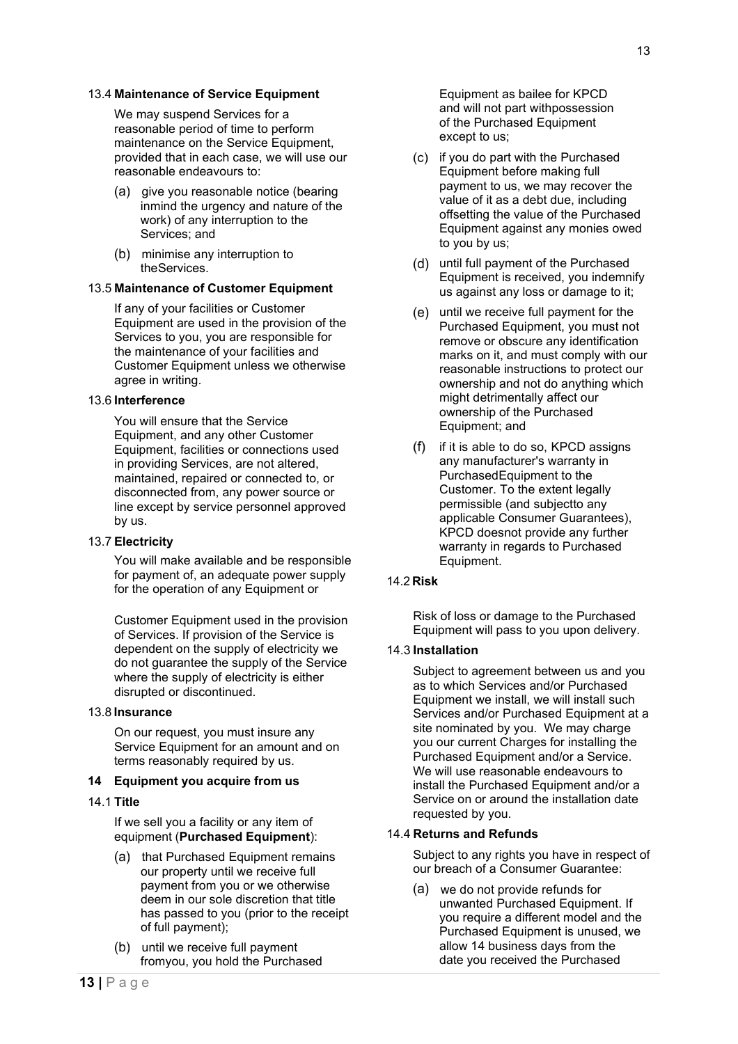### 13.4 Maintenance of Service Equipment

We may suspend Services for a reasonable period of time to perform maintenance on the Service Equipment, provided that in each case, we will use our reasonable endeavours to:

(a) give you reasonable notice (bearing inmind the urgency and nature of the work) of any interruption to the Services; and

(b) minimise any interruption to theServices.

### 13.5 Maintenance of Customer Equipment

If any of your facilities or Customer Equipment are used in the provision of the Services to you, you are responsible for the maintenance of your facilities and Customer Equipment unless we otherwise agree in writing.

### 13.6 Interference

You will ensure that the Service Equipment, and any other Customer Equipment, facilities or connections used in providing Services, are not altered, maintained, repaired or connected to, or disconnected from, any power source or line except by service personnel approved by us.

### 13.7 Electricity

You will make available and be responsible for payment of, an adequate power supply for the operation of any Equipment or

Customer Equipment used in the provision of Services. If provision of the Service is dependent on the supply of electricity we do not guarantee the supply of the Service where the supply of electricity is either disrupted or discontinued.

### 13.8 Insurance

On our request, you must insure any Service Equipment for an amount and on terms reasonably required by us.

## 14 Equipment you acquire from us

### 14.1 Title

If we sell you a facility or any item of equipment (**Purchased Equipment**):

(a) that Purchased Equipment remains our property until we receive full payment from you or we otherwise deem in our sole discretion that title has passed to you (prior to the receipt of full payment);

(b) until we receive full payment fromyou, you hold the Purchased Equipment as bailee for KPCD and will not part withpossession of the Purchased Equipment except to us;

(c) if you do part with the Purchased Equipment before making full payment to us, we may recover the value of it as a debt due, including offsetting the value of the Purchased Equipment against any monies owed to you by us;

(d) until full payment of the Purchased Equipment is received, you indemnify us against any loss or damage to it;

(e) until we receive full payment for the Purchased Equipment, you must not remove or obscure any identification marks on it, and must comply with our reasonable instructions to protect our ownership and not do anything which might detrimentally affect our ownership of the Purchased Equipment; and

(f) if it is able to do so, KPCD assigns any manufacturer's warranty in PurchasedEquipment to the Customer. To the extent legally permissible (and subjectto any applicable Consumer Guarantees), KPCD doesnot provide any further warranty in regards to Purchased Equipment.

### 14.2 Risk

Risk of loss or damage to the Purchased Equipment will pass to you upon delivery.

### 14.3 Installation

Subject to agreement between us and you as to which Services and/or Purchased Equipment we install, we will install such Services and/or Purchased Equipment at a site nominated by you. We may charge you our current Charges for installing the Purchased Equipment and/or a Service. We will use reasonable endeavours to install the Purchased Equipment and/or a Service on or around the installation date requested by you.

### 14.4 Returns and Refunds

Subject to any rights you have in respect of our breach of a Consumer Guarantee:

(a) we do not provide refunds for unwanted Purchased Equipment. If you require a different model and the Purchased Equipment is unused, we allow 14 business days from the date you received the Purchased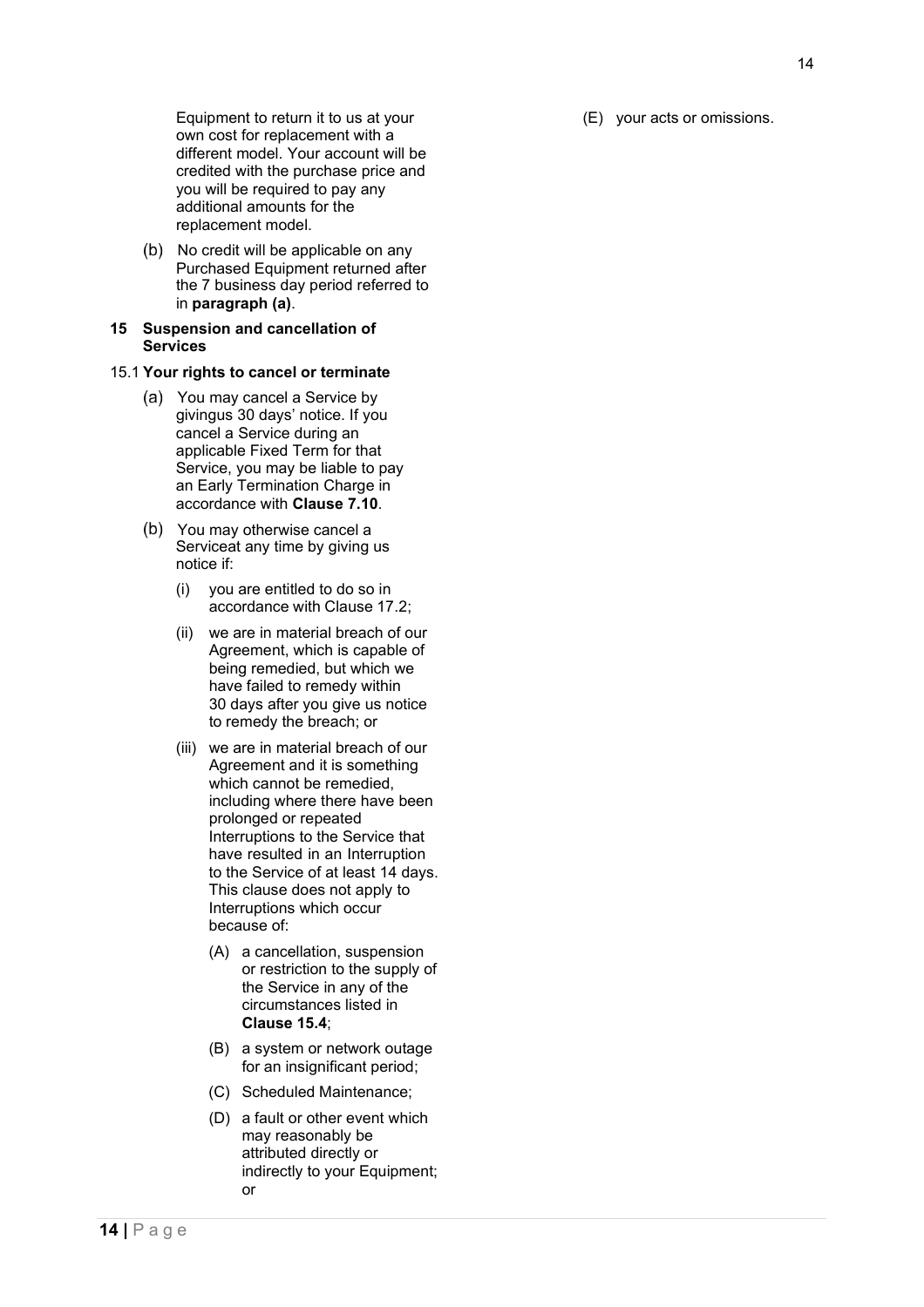Equipment to return it to us at your own cost for replacement with a different model. Your account will be credited with the purchase price and you will be required to pay any additional amounts for the replacement model.

(b) No credit will be applicable on any Purchased Equipment returned after the 7 business day period referred to in **paragraph (a)**.

## 15 Suspension and cancellation of Services

### 15.1 Your rights to cancel or terminate

(a) You may cancel a Service by givingus 30 days' notice. If you cancel a Service during an applicable Fixed Term for that Service, you may be liable to pay an Early Termination Charge in accordance with **Clause 7.10**.

(b) You may otherwise cancel a Serviceat any time by giving us notice if:

(i) you are entitled to do so in accordance with Clause 17.2;

(ii) we are in material breach of our Agreement, which is capable of being remedied, but which we have failed to remedy within 30 days after you give us notice to remedy the breach; or

(iii) we are in material breach of our Agreement and it is something which cannot be remedied, including where there have been prolonged or repeated Interruptions to the Service that have resulted in an Interruption to the Service of at least 14 days. This clause does not apply to Interruptions which occur because of:

(A) a cancellation, suspension or restriction to the supply of the Service in any of the circumstances listed in **Clause 15.4**;

(B) a system or network outage for an insignificant period;

(C) Scheduled Maintenance;

(D) a fault or other event which may reasonably be attributed directly or indirectly to your Equipment; or

(E) your acts or omissions.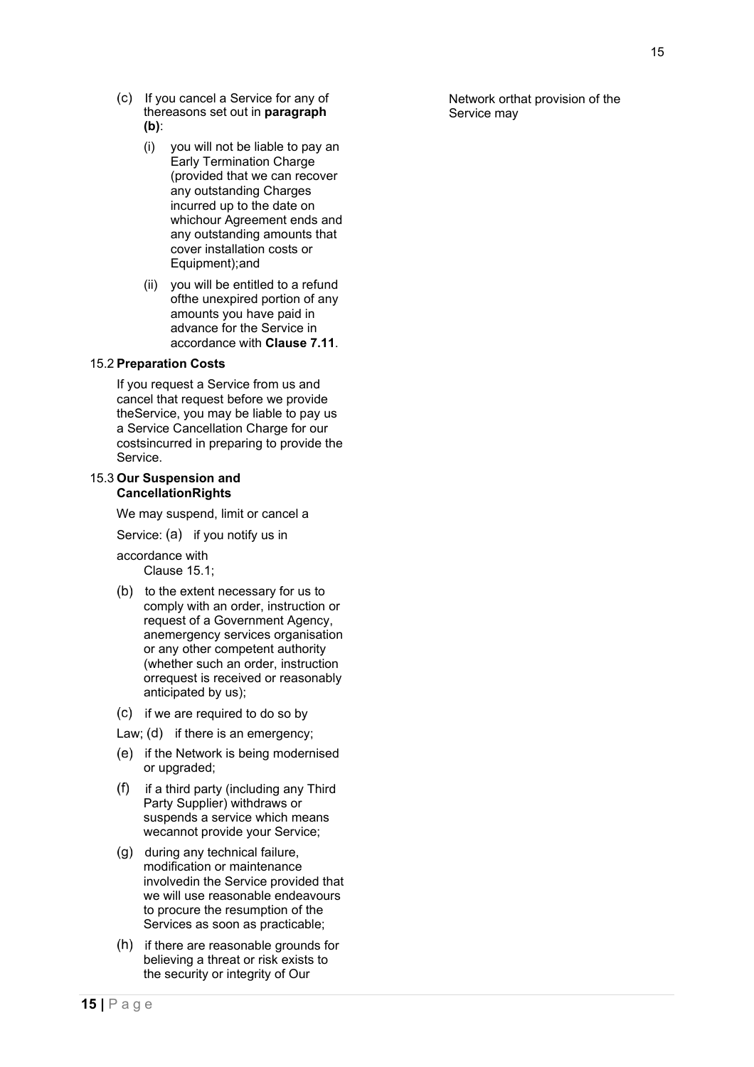(c) If you cancel a Service for any of thereasons set out in **paragraph (b)**:

(i) you will not be liable to pay an Early Termination Charge (provided that we can recover any outstanding Charges incurred up to the date on whichour Agreement ends and any outstanding amounts that cover installation costs or Equipment);and

(ii) you will be entitled to a refund ofthe unexpired portion of any amounts you have paid in advance for the Service in accordance with **Clause 7.11**.

15.2 **Preparation Costs**

If you request a Service from us and cancel that request before we provide theService, you may be liable to pay us a Service Cancellation Charge for our costsincurred in preparing to provide the Service.

15.3 **Our Suspension and CancellationRights**

We may suspend, limit or cancel a Service:

(a) if you notify us in accordance with Clause 15.1;

(b) to the extent necessary for us to comply with an order, instruction or request of a Government Agency, anemergency services organisation or any other competent authority (whether such an order, instruction orrequest is received or reasonably anticipated by us);

(c) if we are required to do so by Law;

(d) if there is an emergency;

(e) if the Network is being modernised or upgraded;

(f) if a third party (including any Third Party Supplier) withdraws or suspends a service which means wecannot provide your Service;

(g) during any technical failure, modification or maintenance involvedin the Service provided that we will use reasonable endeavours to procure the resumption of the Services as soon as practicable;

(h) if there are reasonable grounds for believing a threat or risk exists to the security or integrity of Our Network orthat provision of the Service may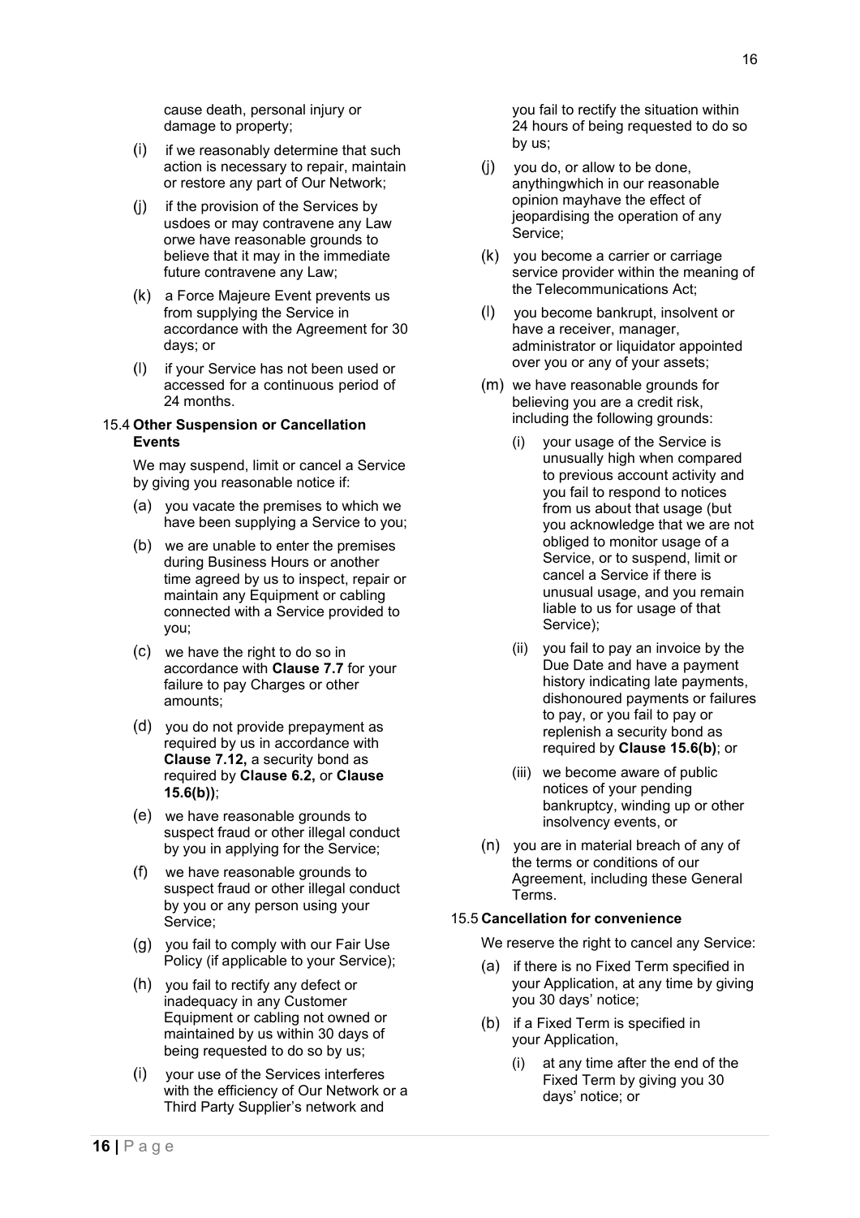cause death, personal injury or damage to property;

(i) if we reasonably determine that such action is necessary to repair, maintain or restore any part of Our Network;

(j) if the provision of the Services by usdoes or may contravene any Law orwe have reasonable grounds to believe that it may in the immediate future contravene any Law;

(k) a Force Majeure Event prevents us from supplying the Service in accordance with the Agreement for 30 days; or

(l) if your Service has not been used or accessed for a continuous period of 24 months.

### 15.4 Other Suspension or Cancellation Events

We may suspend, limit or cancel a Service by giving you reasonable notice if:

(a) you vacate the premises to which we have been supplying a Service to you;

(b) we are unable to enter the premises during Business Hours or another time agreed by us to inspect, repair or maintain any Equipment or cabling connected with a Service provided to you;

(c) we have the right to do so in accordance with **Clause 7.7** for your failure to pay Charges or other amounts;

(d) you do not provide prepayment as required by us in accordance with **Clause 7.12,** a security bond as required by **Clause 6.2,** or **Clause 15.6(b))**;

(e) we have reasonable grounds to suspect fraud or other illegal conduct by you in applying for the Service;

(f) we have reasonable grounds to suspect fraud or other illegal conduct by you or any person using your Service;

(g) you fail to comply with our Fair Use Policy (if applicable to your Service);

(h) you fail to rectify any defect or inadequacy in any Customer Equipment or cabling not owned or maintained by us within 30 days of being requested to do so by us;

(i) your use of the Services interferes with the efficiency of Our Network or a Third Party Supplier's network and you fail to rectify the situation within 24 hours of being requested to do so by us;

(j) you do, or allow to be done, anythingwhich in our reasonable opinion mayhave the effect of jeopardising the operation of any Service;

(k) you become a carrier or carriage service provider within the meaning of the Telecommunications Act;

(l) you become bankrupt, insolvent or have a receiver, manager, administrator or liquidator appointed over you or any of your assets;

(m) we have reasonable grounds for believing you are a credit risk, including the following grounds:

   (i) your usage of the Service is unusually high when compared to previous account activity and you fail to respond to notices from us about that usage (but you acknowledge that we are not obliged to monitor usage of a Service, or to suspend, limit or cancel a Service if there is unusual usage, and you remain liable to us for usage of that Service);

   (ii) you fail to pay an invoice by the Due Date and have a payment history indicating late payments, dishonoured payments or failures to pay, or you fail to pay or replenish a security bond as required by **Clause 15.6(b)**; or

   (iii) we become aware of public notices of your pending bankruptcy, winding up or other insolvency events, or

(n) you are in material breach of any of the terms or conditions of our Agreement, including these General Terms.

### 15.5 Cancellation for convenience

We reserve the right to cancel any Service:

(a) if there is no Fixed Term specified in your Application, at any time by giving you 30 days' notice;

(b) if a Fixed Term is specified in your Application,

   (i) at any time after the end of the Fixed Term by giving you 30 days' notice; or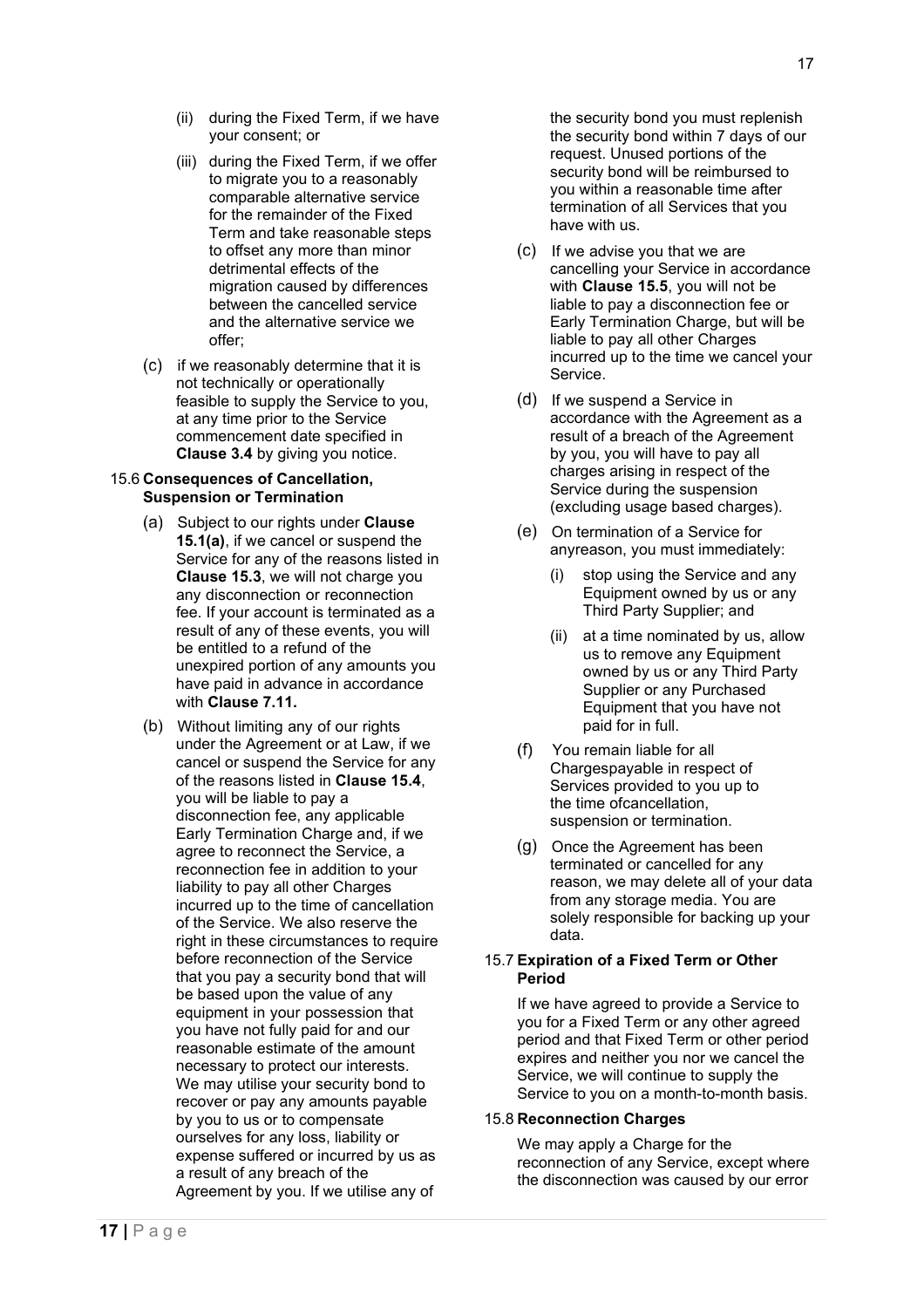(ii) during the Fixed Term, if we have your consent; or

(iii) during the Fixed Term, if we offer to migrate you to a reasonably comparable alternative service for the remainder of the Fixed Term and take reasonable steps to offset any more than minor detrimental effects of the migration caused by differences between the cancelled service and the alternative service we offer;

(c) if we reasonably determine that it is not technically or operationally feasible to supply the Service to you, at any time prior to the Service commencement date specified in **Clause 3.4** by giving you notice.

### 15.6 Consequences of Cancellation, Suspension or Termination

(a) Subject to our rights under **Clause 15.1(a)**, if we cancel or suspend the Service for any of the reasons listed in **Clause 15.3**, we will not charge you any disconnection or reconnection fee. If your account is terminated as a result of any of these events, you will be entitled to a refund of the unexpired portion of any amounts you have paid in advance in accordance with **Clause 7.11.**

(b) Without limiting any of our rights under the Agreement or at Law, if we cancel or suspend the Service for any of the reasons listed in **Clause 15.4**, you will be liable to pay a disconnection fee, any applicable Early Termination Charge and, if we agree to reconnect the Service, a reconnection fee in addition to your liability to pay all other Charges incurred up to the time of cancellation of the Service. We also reserve the right in these circumstances to require before reconnection of the Service that you pay a security bond that will be based upon the value of any equipment in your possession that you have not fully paid for and our reasonable estimate of the amount necessary to protect our interests. We may utilise your security bond to recover or pay any amounts payable by you to us or to compensate ourselves for any loss, liability or expense suffered or incurred by us as a result of any breach of the Agreement by you. If we utilise any of the security bond you must replenish the security bond within 7 days of our request. Unused portions of the security bond will be reimbursed to you within a reasonable time after termination of all Services that you have with us.

(c) If we advise you that we are cancelling your Service in accordance with **Clause 15.5**, you will not be liable to pay a disconnection fee or Early Termination Charge, but will be liable to pay all other Charges incurred up to the time we cancel your Service.

(d) If we suspend a Service in accordance with the Agreement as a result of a breach of the Agreement by you, you will have to pay all charges arising in respect of the Service during the suspension (excluding usage based charges).

(e) On termination of a Service for anyreason, you must immediately:

(i) stop using the Service and any Equipment owned by us or any Third Party Supplier; and

(ii) at a time nominated by us, allow us to remove any Equipment owned by us or any Third Party Supplier or any Purchased Equipment that you have not paid for in full.

(f) You remain liable for all Chargespayable in respect of Services provided to you up to the time ofcancellation, suspension or termination.

(g) Once the Agreement has been terminated or cancelled for any reason, we may delete all of your data from any storage media. You are solely responsible for backing up your data.

### 15.7 Expiration of a Fixed Term or Other Period

If we have agreed to provide a Service to you for a Fixed Term or any other agreed period and that Fixed Term or other period expires and neither you nor we cancel the Service, we will continue to supply the Service to you on a month-to-month basis.

### 15.8 Reconnection Charges

We may apply a Charge for the reconnection of any Service, except where the disconnection was caused by our error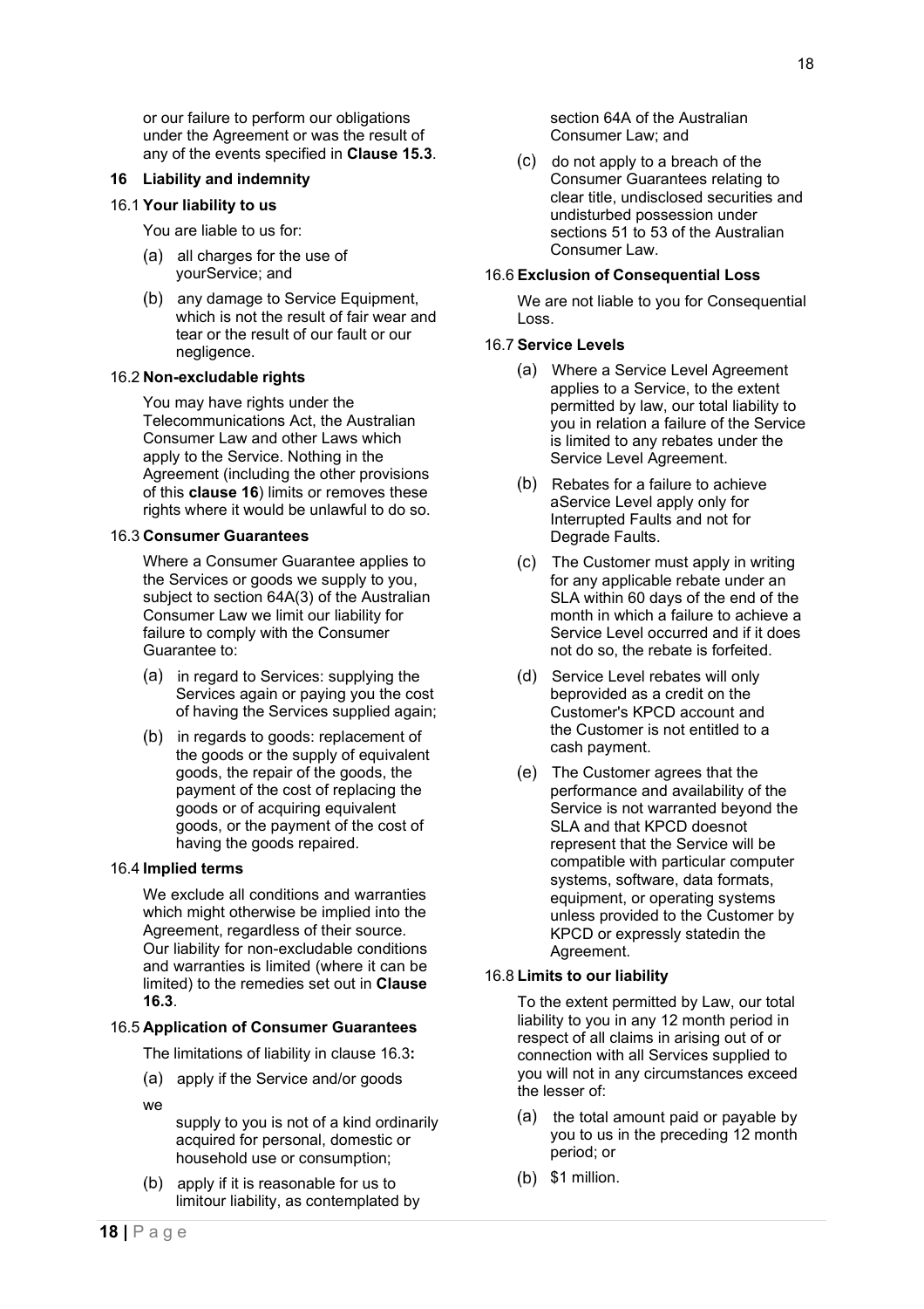or our failure to perform our obligations under the Agreement or was the result of any of the events specified in **Clause 15.3**.

## 16 Liability and indemnity

### 16.1 Your liability to us

You are liable to us for:

(a) all charges for the use of yourService; and

(b) any damage to Service Equipment, which is not the result of fair wear and tear or the result of our fault or our negligence.

### 16.2 Non-excludable rights

You may have rights under the Telecommunications Act, the Australian Consumer Law and other Laws which apply to the Service. Nothing in the Agreement (including the other provisions of this **clause 16**) limits or removes these rights where it would be unlawful to do so.

### 16.3 Consumer Guarantees

Where a Consumer Guarantee applies to the Services or goods we supply to you, subject to section 64A(3) of the Australian Consumer Law we limit our liability for failure to comply with the Consumer Guarantee to:

(a) in regard to Services: supplying the Services again or paying you the cost of having the Services supplied again;

(b) in regards to goods: replacement of the goods or the supply of equivalent goods, the repair of the goods, the payment of the cost of replacing the goods or of acquiring equivalent goods, or the payment of the cost of having the goods repaired.

### 16.4 Implied terms

We exclude all conditions and warranties which might otherwise be implied into the Agreement, regardless of their source. Our liability for non-excludable conditions and warranties is limited (where it can be limited) to the remedies set out in **Clause 16.3**.

### 16.5 Application of Consumer Guarantees

The limitations of liability in clause 16.3**:**

(a) apply if the Service and/or goods we supply to you is not of a kind ordinarily acquired for personal, domestic or household use or consumption;

(b) apply if it is reasonable for us to limitour liability, as contemplated by section 64A of the Australian Consumer Law; and

(c) do not apply to a breach of the Consumer Guarantees relating to clear title, undisclosed securities and undisturbed possession under sections 51 to 53 of the Australian Consumer Law.

### 16.6 Exclusion of Consequential Loss

We are not liable to you for Consequential Loss.

### 16.7 Service Levels

(a) Where a Service Level Agreement applies to a Service, to the extent permitted by law, our total liability to you in relation a failure of the Service is limited to any rebates under the Service Level Agreement.

(b) Rebates for a failure to achieve aService Level apply only for Interrupted Faults and not for Degrade Faults.

(c) The Customer must apply in writing for any applicable rebate under an SLA within 60 days of the end of the month in which a failure to achieve a Service Level occurred and if it does not do so, the rebate is forfeited.

(d) Service Level rebates will only beprovided as a credit on the Customer's KPCD account and the Customer is not entitled to a cash payment.

(e) The Customer agrees that the performance and availability of the Service is not warranted beyond the SLA and that KPCD doesnot represent that the Service will be compatible with particular computer systems, software, data formats, equipment, or operating systems unless provided to the Customer by KPCD or expressly statedin the Agreement.

### 16.8 Limits to our liability

To the extent permitted by Law, our total liability to you in any 12 month period in respect of all claims in arising out of or connection with all Services supplied to you will not in any circumstances exceed the lesser of:

(a) the total amount paid or payable by you to us in the preceding 12 month period; or

(b) $1 million.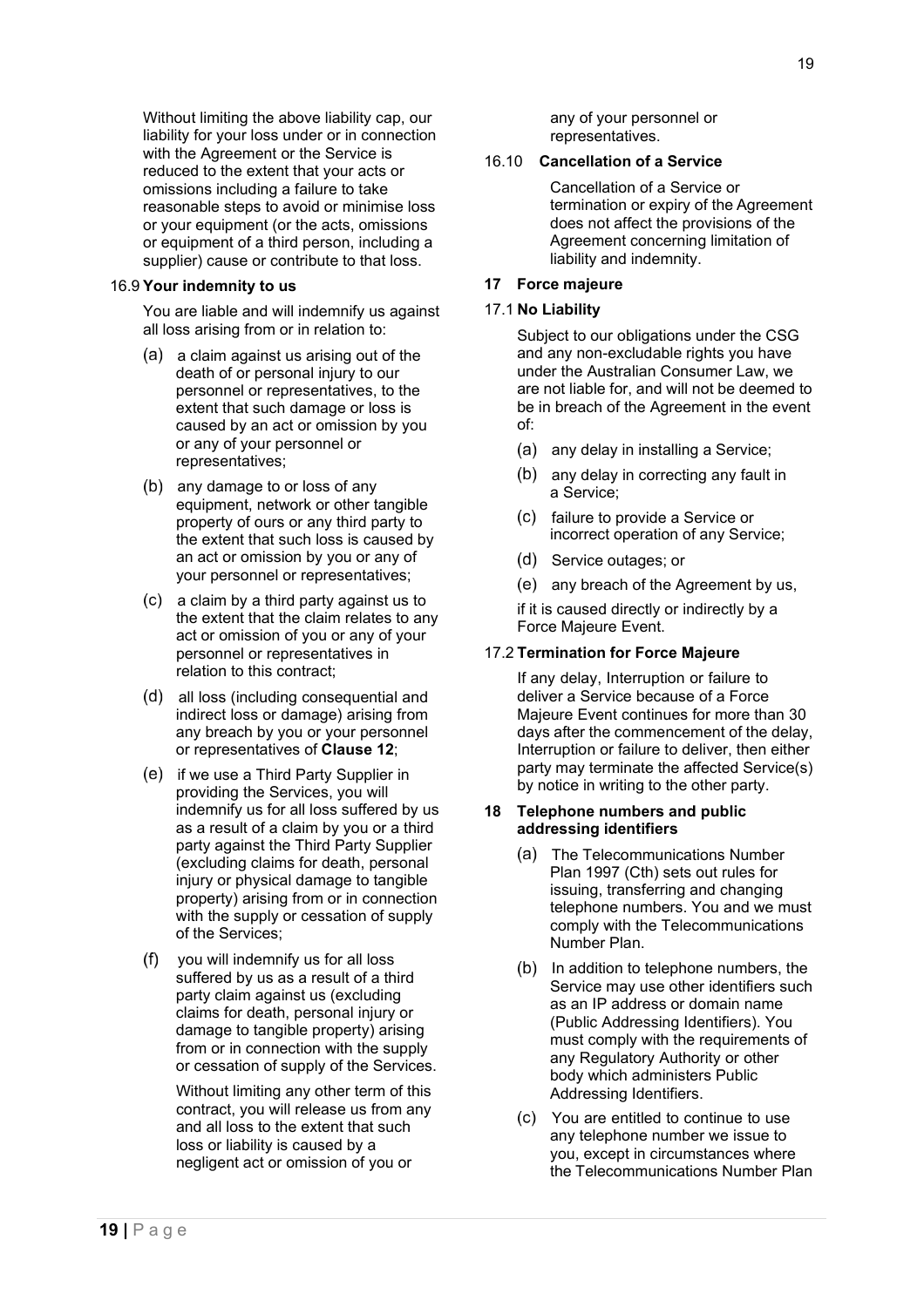Without limiting the above liability cap, our liability for your loss under or in connection with the Agreement or the Service is reduced to the extent that your acts or omissions including a failure to take reasonable steps to avoid or minimise loss or your equipment (or the acts, omissions or equipment of a third person, including a supplier) cause or contribute to that loss.

### 16.9 Your indemnity to us

You are liable and will indemnify us against all loss arising from or in relation to:

(a) a claim against us arising out of the death of or personal injury to our personnel or representatives, to the extent that such damage or loss is caused by an act or omission by you or any of your personnel or representatives;

(b) any damage to or loss of any equipment, network or other tangible property of ours or any third party to the extent that such loss is caused by an act or omission by you or any of your personnel or representatives;

(c) a claim by a third party against us to the extent that the claim relates to any act or omission of you or any of your personnel or representatives in relation to this contract;

(d) all loss (including consequential and indirect loss or damage) arising from any breach by you or your personnel or representatives of **Clause 12**;

(e) if we use a Third Party Supplier in providing the Services, you will indemnify us for all loss suffered by us as a result of a claim by you or a third party against the Third Party Supplier (excluding claims for death, personal injury or physical damage to tangible property) arising from or in connection with the supply or cessation of supply of the Services;

(f) you will indemnify us for all loss suffered by us as a result of a third party claim against us (excluding claims for death, personal injury or damage to tangible property) arising from or in connection with the supply or cessation of supply of the Services.

Without limiting any other term of this contract, you will release us from any and all loss to the extent that such loss or liability is caused by a negligent act or omission of you or any of your personnel or representatives.

### 16.10 Cancellation of a Service

Cancellation of a Service or termination or expiry of the Agreement does not affect the provisions of the Agreement concerning limitation of liability and indemnity.

## 17 Force majeure

### 17.1 No Liability

Subject to our obligations under the CSG and any non-excludable rights you have under the Australian Consumer Law, we are not liable for, and will not be deemed to be in breach of the Agreement in the event of:

(a) any delay in installing a Service;

(b) any delay in correcting any fault in a Service;

(c) failure to provide a Service or incorrect operation of any Service;

(d) Service outages; or

(e) any breach of the Agreement by us,

if it is caused directly or indirectly by a Force Majeure Event.

### 17.2 Termination for Force Majeure

If any delay, Interruption or failure to deliver a Service because of a Force Majeure Event continues for more than 30 days after the commencement of the delay, Interruption or failure to deliver, then either party may terminate the affected Service(s) by notice in writing to the other party.

## 18 Telephone numbers and public addressing identifiers

(a) The Telecommunications Number Plan 1997 (Cth) sets out rules for issuing, transferring and changing telephone numbers. You and we must comply with the Telecommunications Number Plan.

(b) In addition to telephone numbers, the Service may use other identifiers such as an IP address or domain name (Public Addressing Identifiers). You must comply with the requirements of any Regulatory Authority or other body which administers Public Addressing Identifiers.

(c) You are entitled to continue to use any telephone number we issue to you, except in circumstances where the Telecommunications Number Plan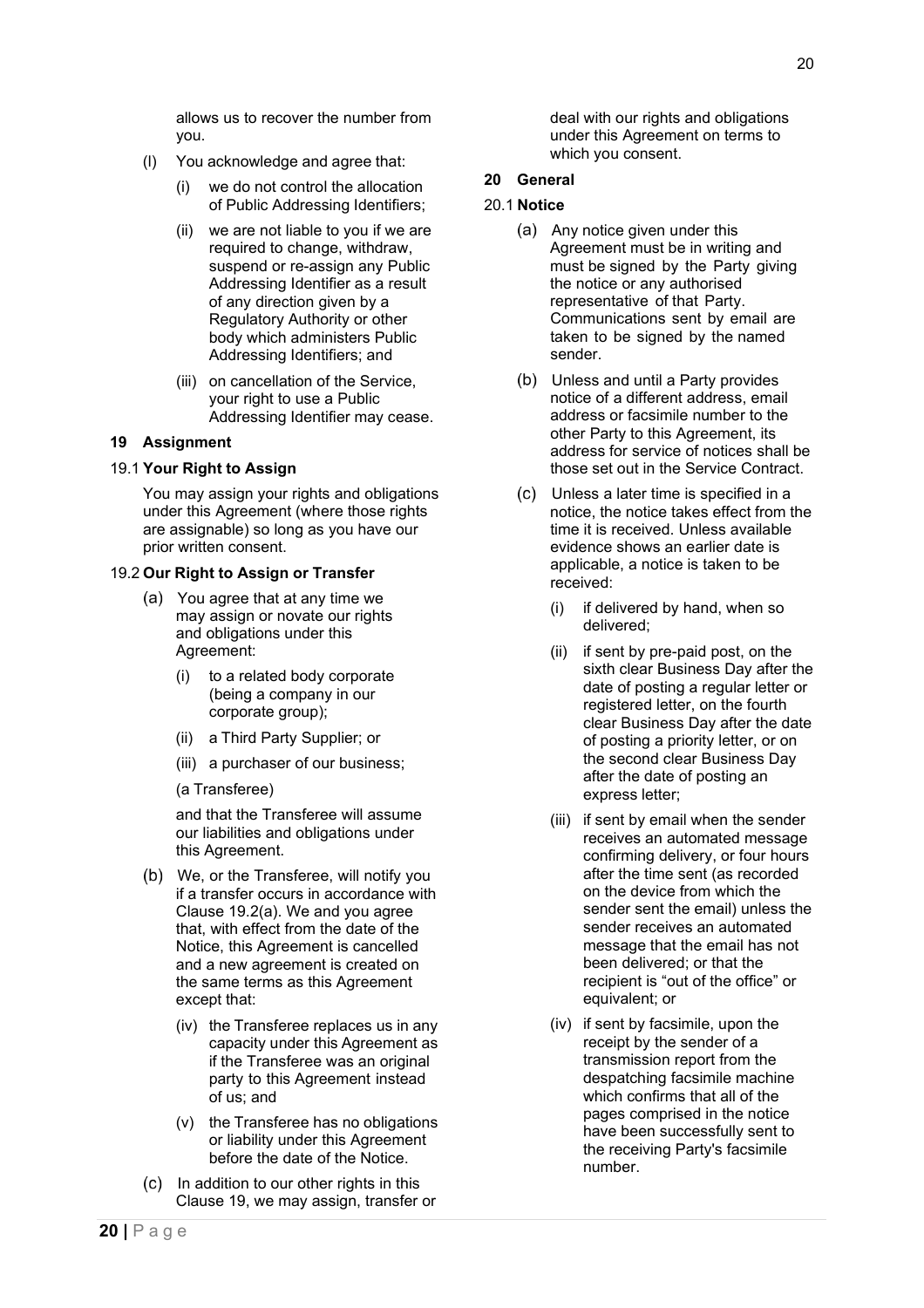allows us to recover the number from you.

(l) You acknowledge and agree that:

(i) we do not control the allocation of Public Addressing Identifiers;

(ii) we are not liable to you if we are required to change, withdraw, suspend or re-assign any Public Addressing Identifier as a result of any direction given by a Regulatory Authority or other body which administers Public Addressing Identifiers; and

(iii) on cancellation of the Service, your right to use a Public Addressing Identifier may cease.

## 19 Assignment

### 19.1 Your Right to Assign

You may assign your rights and obligations under this Agreement (where those rights are assignable) so long as you have our prior written consent.

### 19.2 Our Right to Assign or Transfer

(a) You agree that at any time we may assign or novate our rights and obligations under this Agreement:

(i) to a related body corporate (being a company in our corporate group);

(ii) a Third Party Supplier; or

(iii) a purchaser of our business;

(a Transferee)

and that the Transferee will assume our liabilities and obligations under this Agreement.

(b) We, or the Transferee, will notify you if a transfer occurs in accordance with Clause 19.2(a). We and you agree that, with effect from the date of the Notice, this Agreement is cancelled and a new agreement is created on the same terms as this Agreement except that:

(iv) the Transferee replaces us in any capacity under this Agreement as if the Transferee was an original party to this Agreement instead of us; and

(v) the Transferee has no obligations or liability under this Agreement before the date of the Notice.

(c) In addition to our other rights in this Clause 19, we may assign, transfer or deal with our rights and obligations under this Agreement on terms to which you consent.

## 20 General

### 20.1 Notice

(a) Any notice given under this Agreement must be in writing and must be signed by the Party giving the notice or any authorised representative of that Party. Communications sent by email are taken to be signed by the named sender.

(b) Unless and until a Party provides notice of a different address, email address or facsimile number to the other Party to this Agreement, its address for service of notices shall be those set out in the Service Contract.

(c) Unless a later time is specified in a notice, the notice takes effect from the time it is received. Unless available evidence shows an earlier date is applicable, a notice is taken to be received:

(i) if delivered by hand, when so delivered;

(ii) if sent by pre-paid post, on the sixth clear Business Day after the date of posting a regular letter or registered letter, on the fourth clear Business Day after the date of posting a priority letter, or on the second clear Business Day after the date of posting an express letter;

(iii) if sent by email when the sender receives an automated message confirming delivery, or four hours after the time sent (as recorded on the device from which the sender sent the email) unless the sender receives an automated message that the email has not been delivered; or that the recipient is "out of the office" or equivalent; or

(iv) if sent by facsimile, upon the receipt by the sender of a transmission report from the despatching facsimile machine which confirms that all of the pages comprised in the notice have been successfully sent to the receiving Party's facsimile number.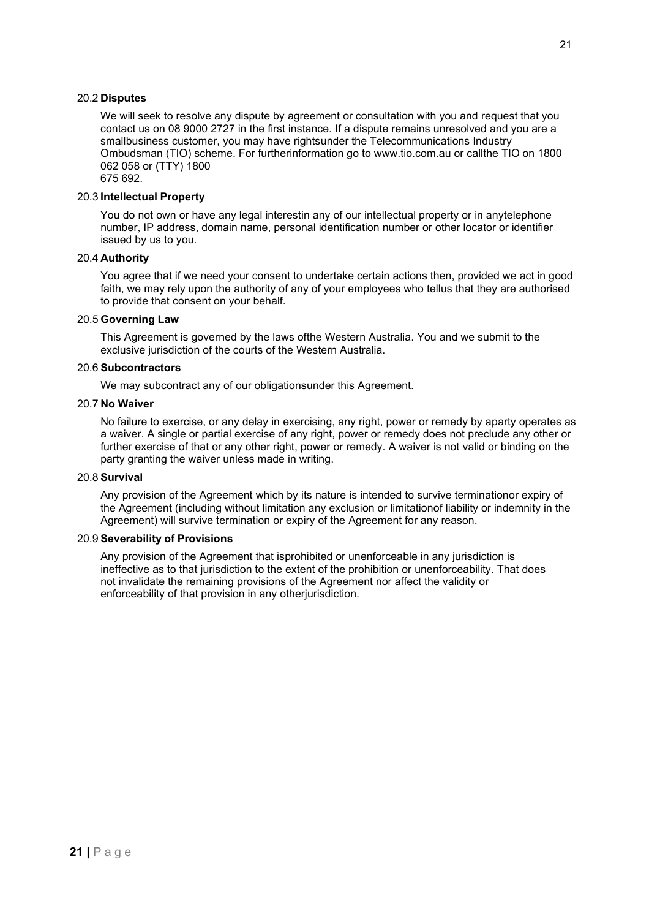### 20.2 Disputes

We will seek to resolve any dispute by agreement or consultation with you and request that you contact us on 08 9000 2727 in the first instance. If a dispute remains unresolved and you are a smallbusiness customer, you may have rightsunder the Telecommunications Industry Ombudsman (TIO) scheme. For furtherinformation go to www.tio.com.au or callthe TIO on 1800 062 058 or (TTY) 1800 675 692.

### 20.3 Intellectual Property

You do not own or have any legal interestin any of our intellectual property or in anytelephone number, IP address, domain name, personal identification number or other locator or identifier issued by us to you.

### 20.4 Authority

You agree that if we need your consent to undertake certain actions then, provided we act in good faith, we may rely upon the authority of any of your employees who tellus that they are authorised to provide that consent on your behalf.

### 20.5 Governing Law

This Agreement is governed by the laws ofthe Western Australia. You and we submit to the exclusive jurisdiction of the courts of the Western Australia.

### 20.6 Subcontractors

We may subcontract any of our obligationsunder this Agreement.

### 20.7 No Waiver

No failure to exercise, or any delay in exercising, any right, power or remedy by aparty operates as a waiver. A single or partial exercise of any right, power or remedy does not preclude any other or further exercise of that or any other right, power or remedy. A waiver is not valid or binding on the party granting the waiver unless made in writing.

### 20.8 Survival

Any provision of the Agreement which by its nature is intended to survive terminationor expiry of the Agreement (including without limitation any exclusion or limitationof liability or indemnity in the Agreement) will survive termination or expiry of the Agreement for any reason.

### 20.9 Severability of Provisions

Any provision of the Agreement that isprohibited or unenforceable in any jurisdiction is ineffective as to that jurisdiction to the extent of the prohibition or unenforceability. That does not invalidate the remaining provisions of the Agreement nor affect the validity or enforceability of that provision in any otherjurisdiction.